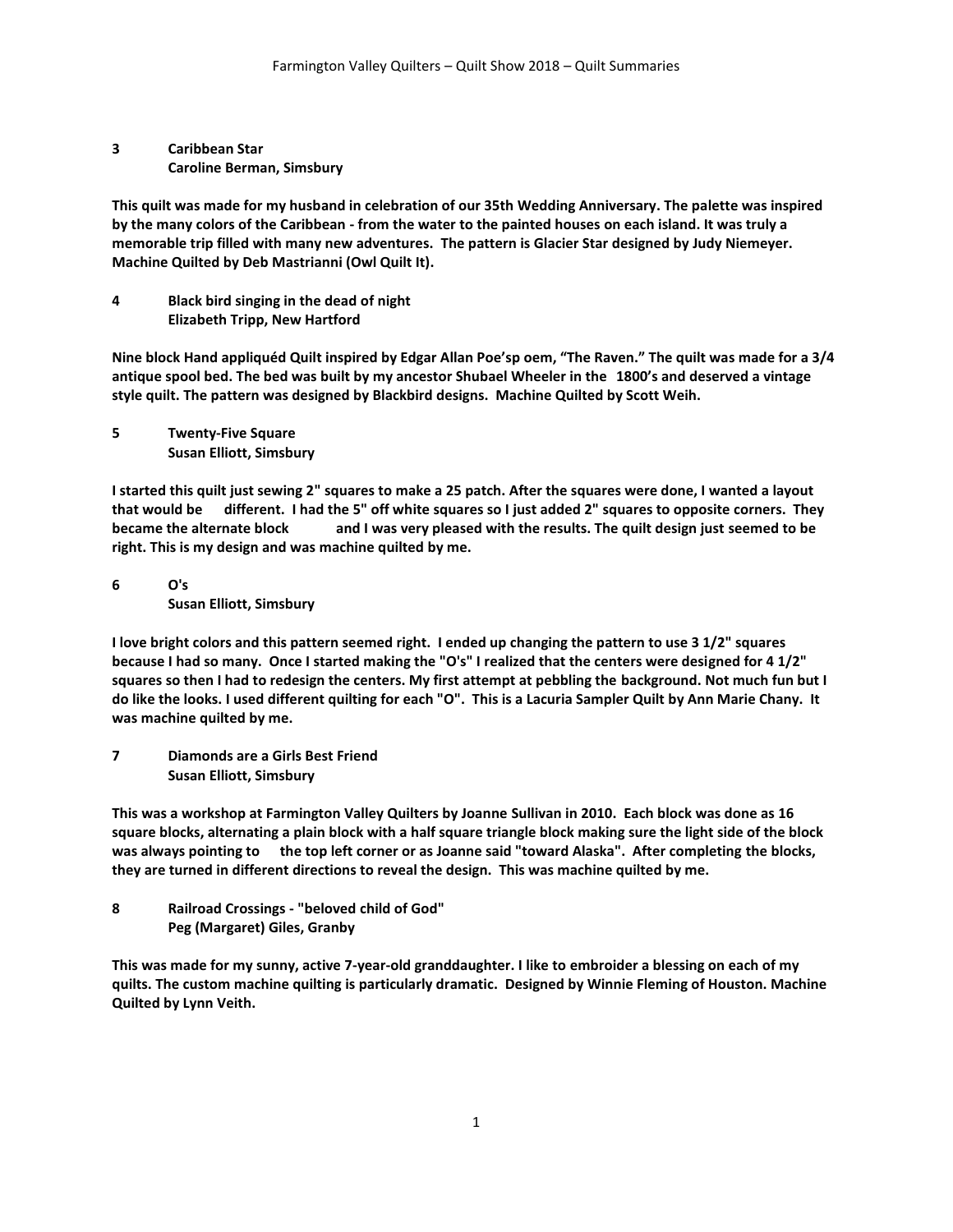**3 Caribbean Star**
**Caroline Berman, Simsbury**

**This quilt was made for my husband in celebration of our 35th Wedding Anniversary. The palette was inspired by the many colors of the Caribbean - from the water to the painted houses on each island. It was truly a memorable trip filled with many new adventures. The pattern is Glacier Star designed by Judy Niemeyer. Machine Quilted by Deb Mastrianni (Owl Quilt It).**

**4 Black bird singing in the dead of night**
**Elizabeth Tripp, New Hartford**

**Nine block Hand appliquéd Quilt inspired by Edgar Allan Poe'sp oem, "The Raven." The quilt was made for a 3/4 antique spool bed. The bed was built by my ancestor Shubael Wheeler in the 1800's and deserved a vintage style quilt. The pattern was designed by Blackbird designs. Machine Quilted by Scott Weih.**

**5 Twenty-Five Square**
**Susan Elliott, Simsbury**

**I started this quilt just sewing 2" squares to make a 25 patch. After the squares were done, I wanted a layout that would be different. I had the 5" off white squares so I just added 2" squares to opposite corners. They became the alternate block and I was very pleased with the results. The quilt design just seemed to be right. This is my design and was machine quilted by me.**

**6 O's**
**Susan Elliott, Simsbury**

**I love bright colors and this pattern seemed right. I ended up changing the pattern to use 3 1/2" squares because I had so many. Once I started making the "O's" I realized that the centers were designed for 4 1/2" squares so then I had to redesign the centers. My first attempt at pebbling the background. Not much fun but I do like the looks. I used different quilting for each "O". This is a Lacuria Sampler Quilt by Ann Marie Chany. It was machine quilted by me.**

**7 Diamonds are a Girls Best Friend**
**Susan Elliott, Simsbury**

**This was a workshop at Farmington Valley Quilters by Joanne Sullivan in 2010. Each block was done as 16 square blocks, alternating a plain block with a half square triangle block making sure the light side of the block was always pointing to the top left corner or as Joanne said "toward Alaska". After completing the blocks, they are turned in different directions to reveal the design. This was machine quilted by me.**

**8 Railroad Crossings - "beloved child of God"**
**Peg (Margaret) Giles, Granby**

**This was made for my sunny, active 7-year-old granddaughter. I like to embroider a blessing on each of my quilts. The custom machine quilting is particularly dramatic. Designed by Winnie Fleming of Houston. Machine Quilted by Lynn Veith.**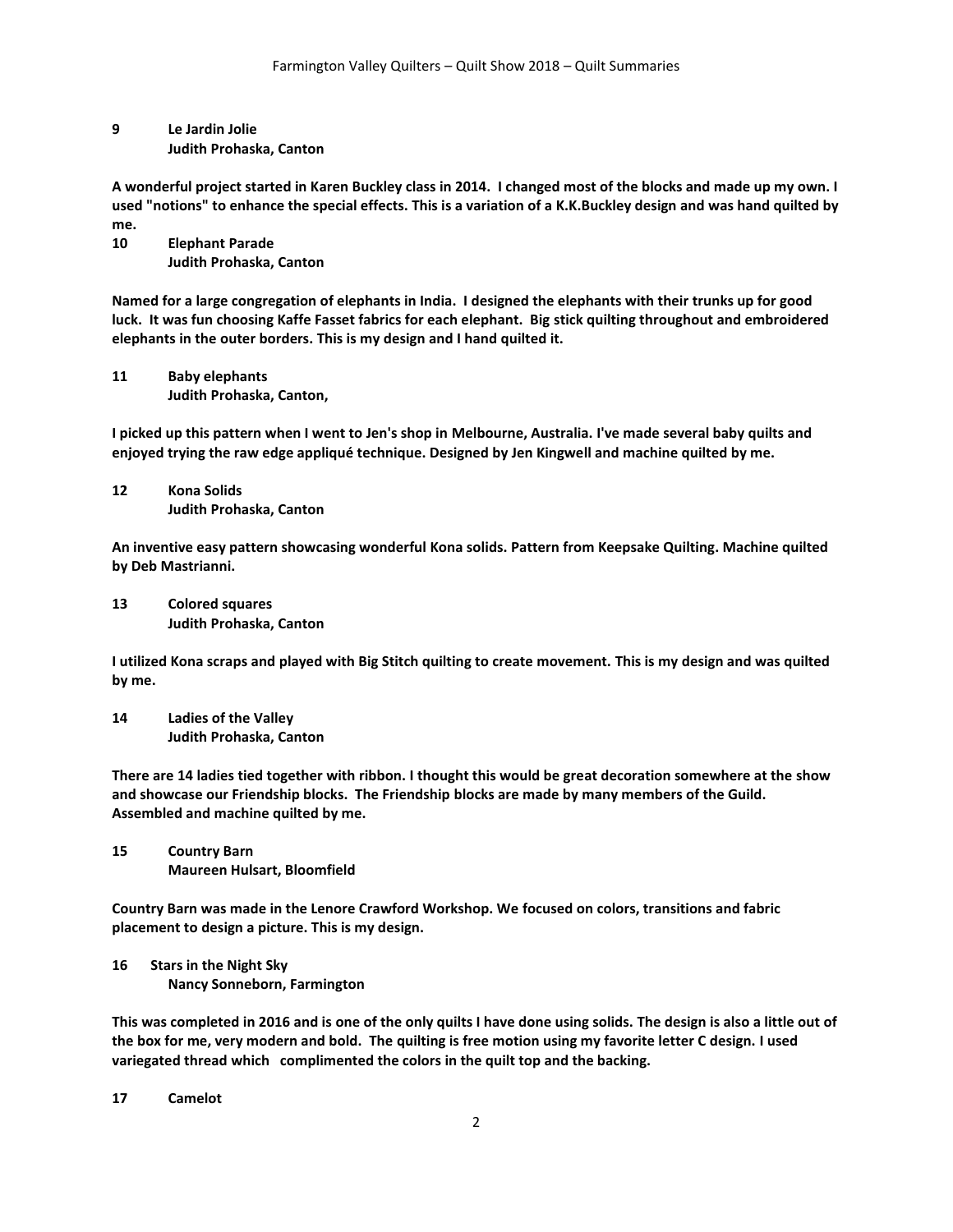**9 Le Jardin Jolie**
**Judith Prohaska, Canton**

**A wonderful project started in Karen Buckley class in 2014. I changed most of the blocks and made up my own. I used "notions" to enhance the special effects. This is a variation of a K.K.Buckley design and was hand quilted by me.**

**10 Elephant Parade**
**Judith Prohaska, Canton**

**Named for a large congregation of elephants in India. I designed the elephants with their trunks up for good luck. It was fun choosing Kaffe Fasset fabrics for each elephant. Big stick quilting throughout and embroidered elephants in the outer borders. This is my design and I hand quilted it.**

**11 Baby elephants**
**Judith Prohaska, Canton,**

**I picked up this pattern when I went to Jen's shop in Melbourne, Australia. I've made several baby quilts and enjoyed trying the raw edge appliqué technique. Designed by Jen Kingwell and machine quilted by me.**

**12 Kona Solids**
**Judith Prohaska, Canton**

**An inventive easy pattern showcasing wonderful Kona solids. Pattern from Keepsake Quilting. Machine quilted by Deb Mastrianni.**

**13 Colored squares**
**Judith Prohaska, Canton**

**I utilized Kona scraps and played with Big Stitch quilting to create movement. This is my design and was quilted by me.**

**14 Ladies of the Valley**
**Judith Prohaska, Canton**

**There are 14 ladies tied together with ribbon. I thought this would be great decoration somewhere at the show and showcase our Friendship blocks. The Friendship blocks are made by many members of the Guild. Assembled and machine quilted by me.**

**15 Country Barn**
**Maureen Hulsart, Bloomfield**

**Country Barn was made in the Lenore Crawford Workshop. We focused on colors, transitions and fabric placement to design a picture. This is my design.**

**16 Stars in the Night Sky**
**Nancy Sonneborn, Farmington**

**This was completed in 2016 and is one of the only quilts I have done using solids. The design is also a little out of the box for me, very modern and bold. The quilting is free motion using my favorite letter C design. I used variegated thread which complimented the colors in the quilt top and the backing.**

**17 Camelot**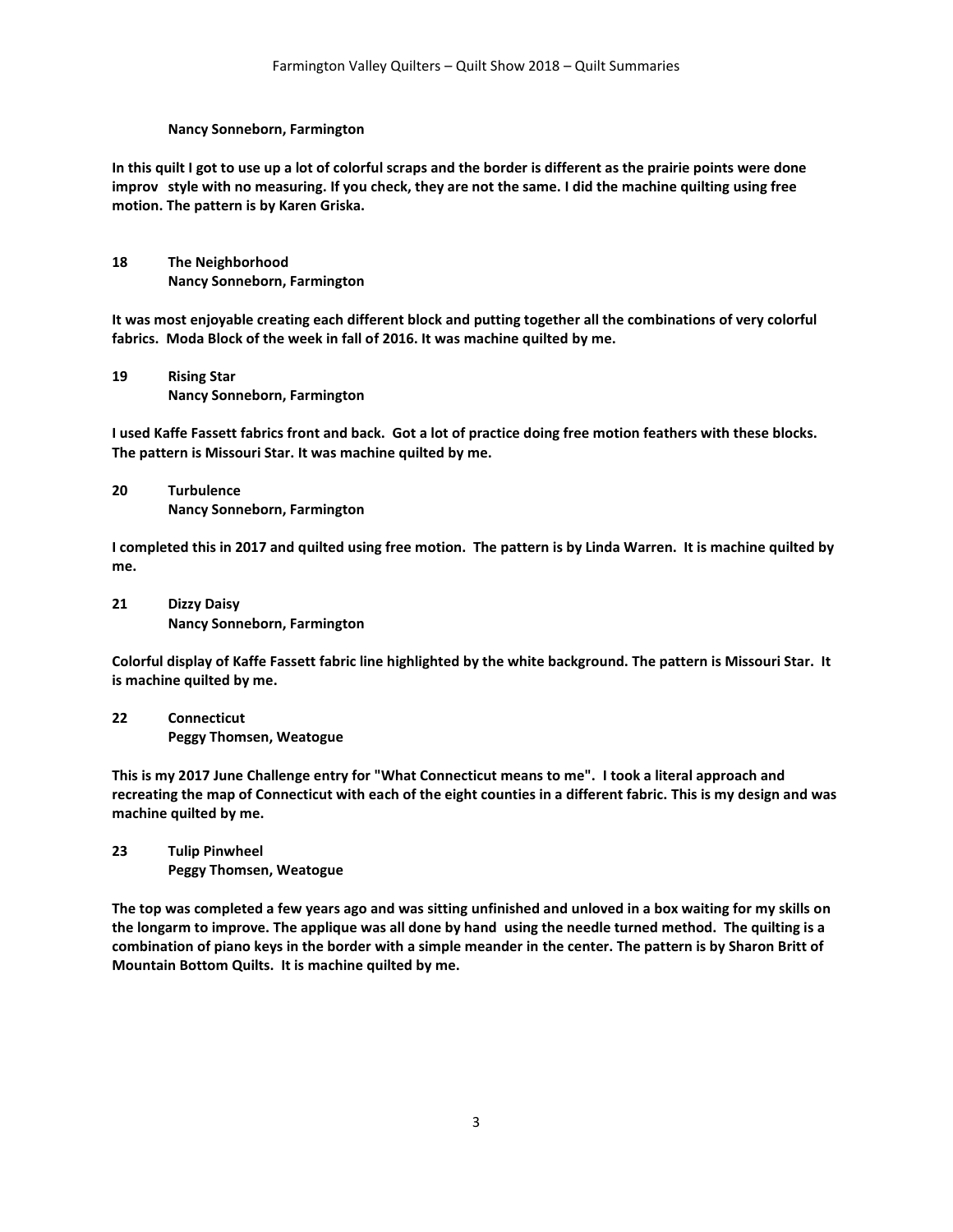**Nancy Sonneborn, Farmington**

**In this quilt I got to use up a lot of colorful scraps and the border is different as the prairie points were done improv style with no measuring. If you check, they are not the same. I did the machine quilting using free motion. The pattern is by Karen Griska.**

**18 The Neighborhood**
**Nancy Sonneborn, Farmington**

**It was most enjoyable creating each different block and putting together all the combinations of very colorful fabrics. Moda Block of the week in fall of 2016. It was machine quilted by me.**

**19 Rising Star**
**Nancy Sonneborn, Farmington**

**I used Kaffe Fassett fabrics front and back. Got a lot of practice doing free motion feathers with these blocks. The pattern is Missouri Star. It was machine quilted by me.**

**20 Turbulence**
**Nancy Sonneborn, Farmington**

**I completed this in 2017 and quilted using free motion. The pattern is by Linda Warren. It is machine quilted by me.**

**21 Dizzy Daisy**
**Nancy Sonneborn, Farmington**

**Colorful display of Kaffe Fassett fabric line highlighted by the white background. The pattern is Missouri Star. It is machine quilted by me.**

**22 Connecticut**
**Peggy Thomsen, Weatogue**

**This is my 2017 June Challenge entry for "What Connecticut means to me". I took a literal approach and recreating the map of Connecticut with each of the eight counties in a different fabric. This is my design and was machine quilted by me.**

**23 Tulip Pinwheel**
**Peggy Thomsen, Weatogue**

**The top was completed a few years ago and was sitting unfinished and unloved in a box waiting for my skills on the longarm to improve. The applique was all done by hand using the needle turned method. The quilting is a combination of piano keys in the border with a simple meander in the center. The pattern is by Sharon Britt of Mountain Bottom Quilts. It is machine quilted by me.**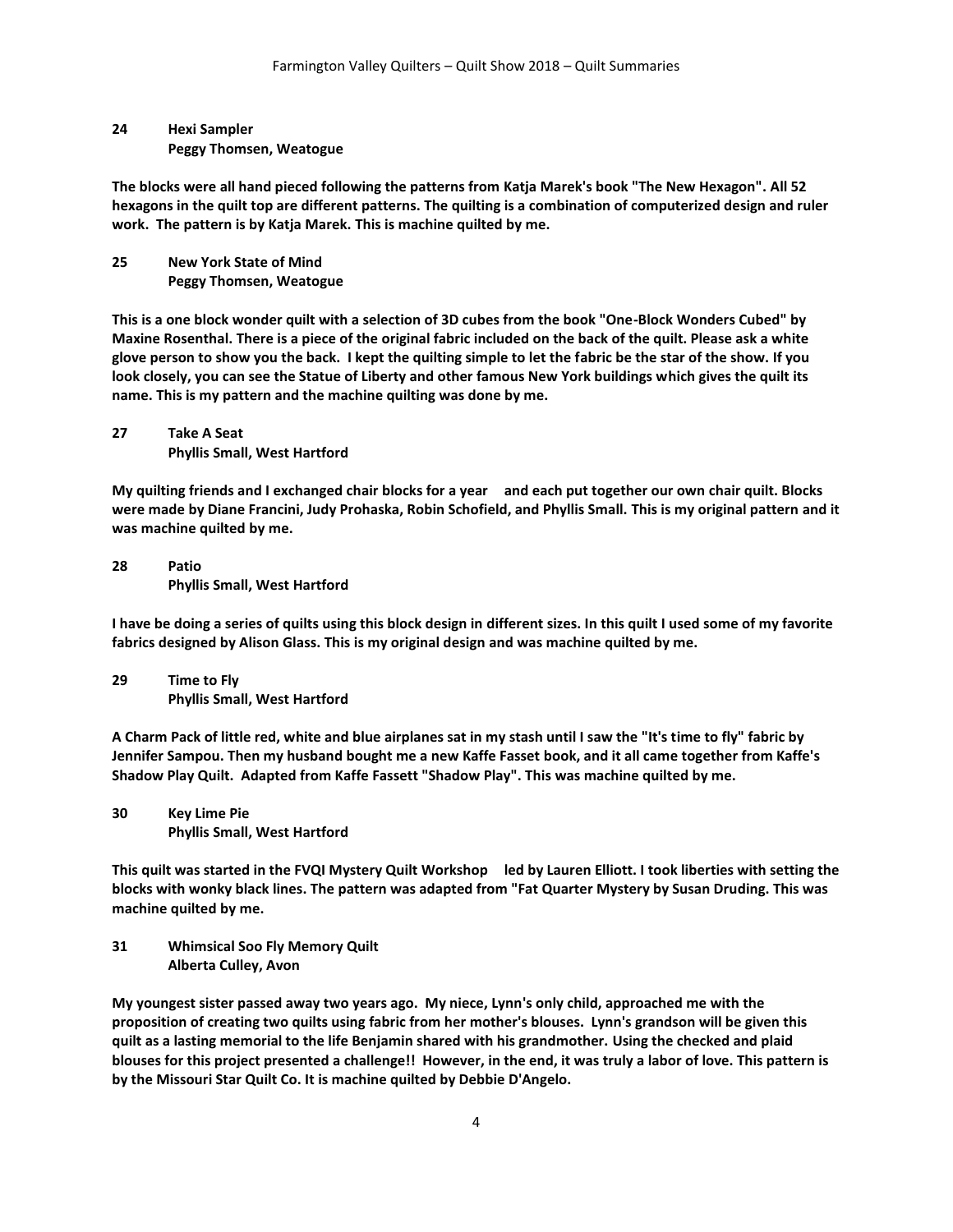**24 Hexi Sampler**
**Peggy Thomsen, Weatogue**

**The blocks were all hand pieced following the patterns from Katja Marek's book "The New Hexagon". All 52 hexagons in the quilt top are different patterns. The quilting is a combination of computerized design and ruler work. The pattern is by Katja Marek. This is machine quilted by me.**

**25 New York State of Mind**
**Peggy Thomsen, Weatogue**

**This is a one block wonder quilt with a selection of 3D cubes from the book "One-Block Wonders Cubed" by Maxine Rosenthal. There is a piece of the original fabric included on the back of the quilt. Please ask a white glove person to show you the back. I kept the quilting simple to let the fabric be the star of the show. If you look closely, you can see the Statue of Liberty and other famous New York buildings which gives the quilt its name. This is my pattern and the machine quilting was done by me.**

**27 Take A Seat**
**Phyllis Small, West Hartford**

**My quilting friends and I exchanged chair blocks for a year and each put together our own chair quilt. Blocks were made by Diane Francini, Judy Prohaska, Robin Schofield, and Phyllis Small. This is my original pattern and it was machine quilted by me.**

**28 Patio**
**Phyllis Small, West Hartford**

**I have be doing a series of quilts using this block design in different sizes. In this quilt I used some of my favorite fabrics designed by Alison Glass. This is my original design and was machine quilted by me.**

**29 Time to Fly**
**Phyllis Small, West Hartford**

**A Charm Pack of little red, white and blue airplanes sat in my stash until I saw the "It's time to fly" fabric by Jennifer Sampou. Then my husband bought me a new Kaffe Fasset book, and it all came together from Kaffe's Shadow Play Quilt. Adapted from Kaffe Fassett "Shadow Play". This was machine quilted by me.**

**30 Key Lime Pie**
**Phyllis Small, West Hartford**

**This quilt was started in the FVQI Mystery Quilt Workshop led by Lauren Elliott. I took liberties with setting the blocks with wonky black lines. The pattern was adapted from "Fat Quarter Mystery by Susan Druding. This was machine quilted by me.**

**31 Whimsical Soo Fly Memory Quilt**
**Alberta Culley, Avon**

**My youngest sister passed away two years ago. My niece, Lynn's only child, approached me with the proposition of creating two quilts using fabric from her mother's blouses. Lynn's grandson will be given this quilt as a lasting memorial to the life Benjamin shared with his grandmother. Using the checked and plaid blouses for this project presented a challenge!! However, in the end, it was truly a labor of love. This pattern is by the Missouri Star Quilt Co. It is machine quilted by Debbie D'Angelo.**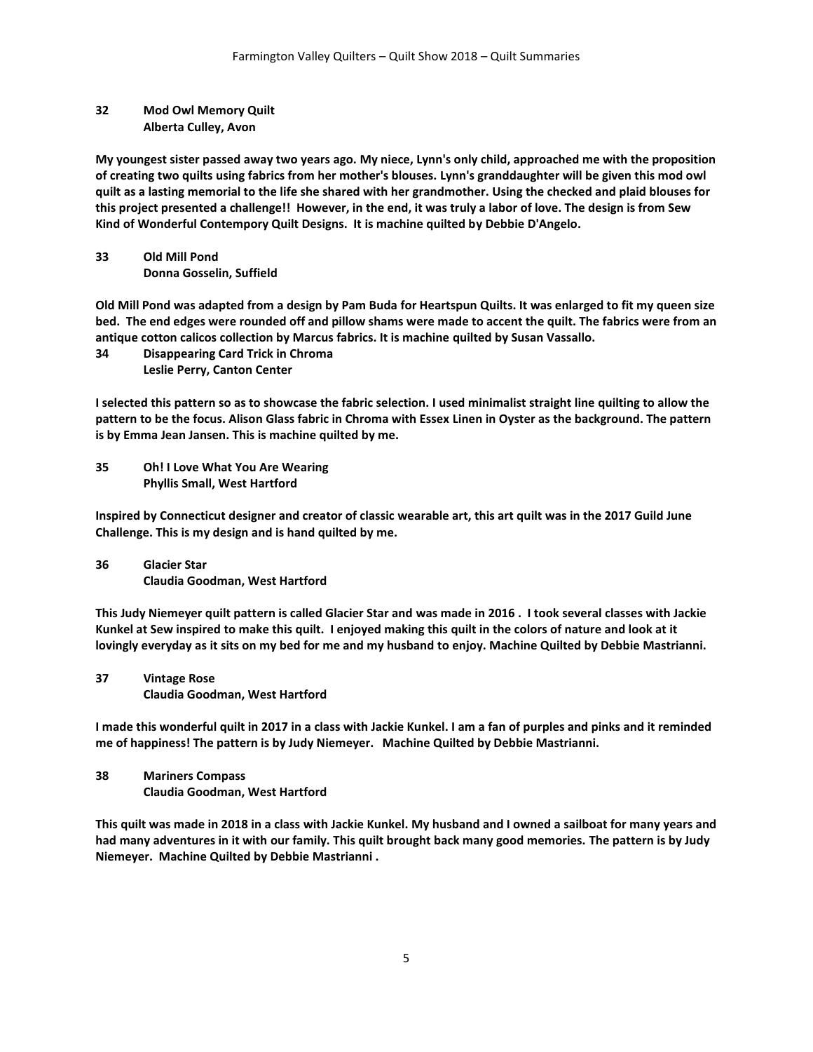**32 Mod Owl Memory Quilt**
**Alberta Culley, Avon**

**My youngest sister passed away two years ago. My niece, Lynn's only child, approached me with the proposition of creating two quilts using fabrics from her mother's blouses. Lynn's granddaughter will be given this mod owl quilt as a lasting memorial to the life she shared with her grandmother. Using the checked and plaid blouses for this project presented a challenge!! However, in the end, it was truly a labor of love. The design is from Sew Kind of Wonderful Contempory Quilt Designs. It is machine quilted by Debbie D'Angelo.**

**33 Old Mill Pond**
**Donna Gosselin, Suffield**

**Old Mill Pond was adapted from a design by Pam Buda for Heartspun Quilts. It was enlarged to fit my queen size bed. The end edges were rounded off and pillow shams were made to accent the quilt. The fabrics were from an antique cotton calicos collection by Marcus fabrics. It is machine quilted by Susan Vassallo.**

**34 Disappearing Card Trick in Chroma**
**Leslie Perry, Canton Center**

**I selected this pattern so as to showcase the fabric selection. I used minimalist straight line quilting to allow the pattern to be the focus. Alison Glass fabric in Chroma with Essex Linen in Oyster as the background. The pattern is by Emma Jean Jansen. This is machine quilted by me.**

**35 Oh! I Love What You Are Wearing**
**Phyllis Small, West Hartford**

**Inspired by Connecticut designer and creator of classic wearable art, this art quilt was in the 2017 Guild June Challenge. This is my design and is hand quilted by me.**

**36 Glacier Star**
**Claudia Goodman, West Hartford**

**This Judy Niemeyer quilt pattern is called Glacier Star and was made in 2016 . I took several classes with Jackie Kunkel at Sew inspired to make this quilt. I enjoyed making this quilt in the colors of nature and look at it lovingly everyday as it sits on my bed for me and my husband to enjoy. Machine Quilted by Debbie Mastrianni.**

**37 Vintage Rose**
**Claudia Goodman, West Hartford**

**I made this wonderful quilt in 2017 in a class with Jackie Kunkel. I am a fan of purples and pinks and it reminded me of happiness! The pattern is by Judy Niemeyer. Machine Quilted by Debbie Mastrianni.**

**38 Mariners Compass**
**Claudia Goodman, West Hartford**

**This quilt was made in 2018 in a class with Jackie Kunkel. My husband and I owned a sailboat for many years and had many adventures in it with our family. This quilt brought back many good memories. The pattern is by Judy Niemeyer. Machine Quilted by Debbie Mastrianni .**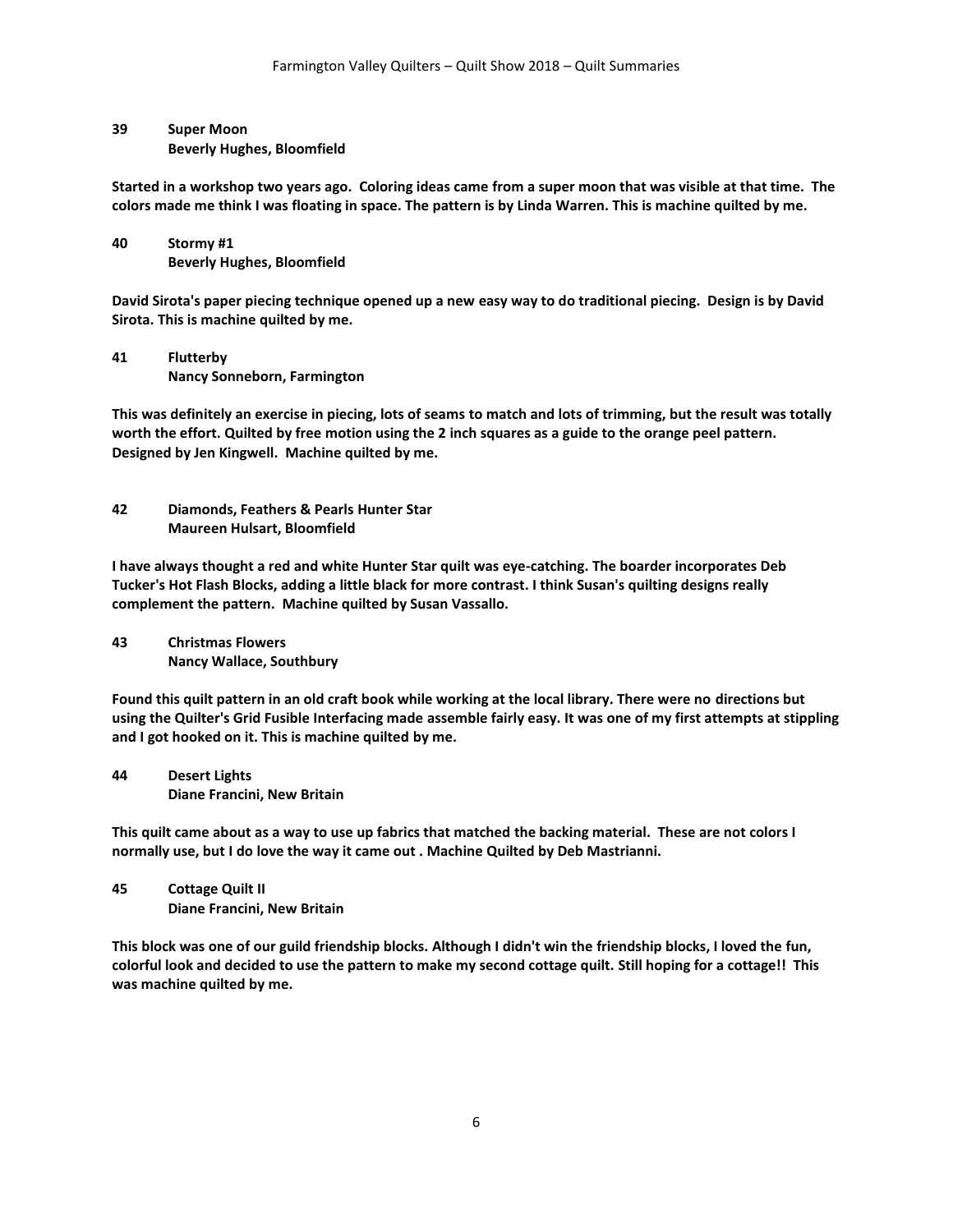**39 Super Moon**
**Beverly Hughes, Bloomfield**

**Started in a workshop two years ago. Coloring ideas came from a super moon that was visible at that time. The colors made me think I was floating in space. The pattern is by Linda Warren. This is machine quilted by me.**

**40 Stormy #1**
**Beverly Hughes, Bloomfield**

**David Sirota's paper piecing technique opened up a new easy way to do traditional piecing. Design is by David Sirota. This is machine quilted by me.**

**41 Flutterby**
**Nancy Sonneborn, Farmington**

**This was definitely an exercise in piecing, lots of seams to match and lots of trimming, but the result was totally worth the effort. Quilted by free motion using the 2 inch squares as a guide to the orange peel pattern. Designed by Jen Kingwell. Machine quilted by me.**

**42 Diamonds, Feathers & Pearls Hunter Star**
**Maureen Hulsart, Bloomfield**

**I have always thought a red and white Hunter Star quilt was eye-catching. The boarder incorporates Deb Tucker's Hot Flash Blocks, adding a little black for more contrast. I think Susan's quilting designs really complement the pattern. Machine quilted by Susan Vassallo.**

**43 Christmas Flowers**
**Nancy Wallace, Southbury**

**Found this quilt pattern in an old craft book while working at the local library. There were no directions but using the Quilter's Grid Fusible Interfacing made assemble fairly easy. It was one of my first attempts at stippling and I got hooked on it. This is machine quilted by me.**

**44 Desert Lights**
**Diane Francini, New Britain**

**This quilt came about as a way to use up fabrics that matched the backing material. These are not colors I normally use, but I do love the way it came out . Machine Quilted by Deb Mastrianni.**

**45 Cottage Quilt II**
**Diane Francini, New Britain**

**This block was one of our guild friendship blocks. Although I didn't win the friendship blocks, I loved the fun, colorful look and decided to use the pattern to make my second cottage quilt. Still hoping for a cottage!! This was machine quilted by me.**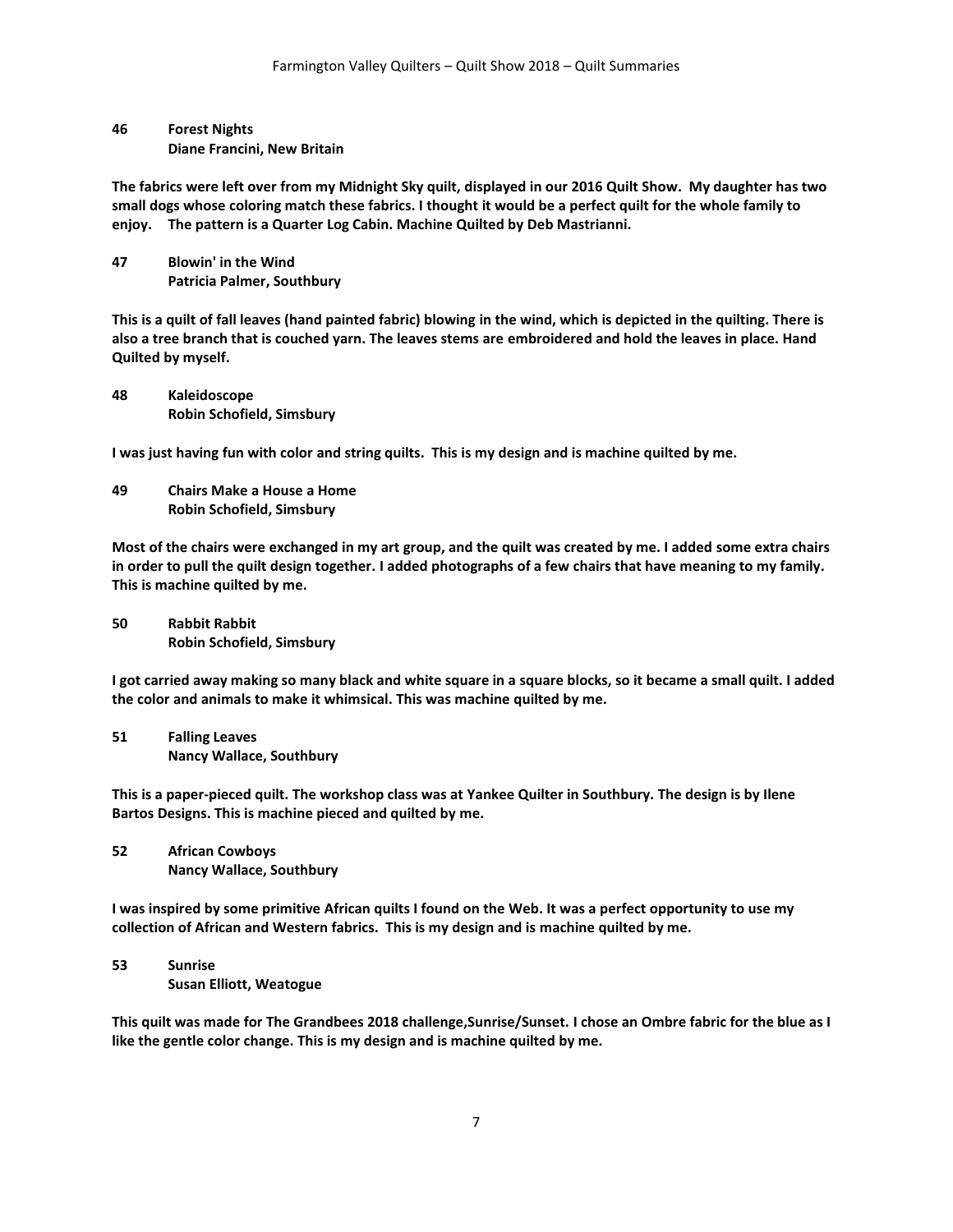**46 Forest Nights**
**Diane Francini, New Britain**

**The fabrics were left over from my Midnight Sky quilt, displayed in our 2016 Quilt Show. My daughter has two small dogs whose coloring match these fabrics. I thought it would be a perfect quilt for the whole family to enjoy. The pattern is a Quarter Log Cabin. Machine Quilted by Deb Mastrianni.**

**47 Blowin' in the Wind**
**Patricia Palmer, Southbury**

**This is a quilt of fall leaves (hand painted fabric) blowing in the wind, which is depicted in the quilting. There is also a tree branch that is couched yarn. The leaves stems are embroidered and hold the leaves in place. Hand Quilted by myself.**

**48 Kaleidoscope**
**Robin Schofield, Simsbury**

**I was just having fun with color and string quilts. This is my design and is machine quilted by me.**

**49 Chairs Make a House a Home**
**Robin Schofield, Simsbury**

**Most of the chairs were exchanged in my art group, and the quilt was created by me. I added some extra chairs in order to pull the quilt design together. I added photographs of a few chairs that have meaning to my family. This is machine quilted by me.**

**50 Rabbit Rabbit**
**Robin Schofield, Simsbury**

**I got carried away making so many black and white square in a square blocks, so it became a small quilt. I added the color and animals to make it whimsical. This was machine quilted by me.**

**51 Falling Leaves**
**Nancy Wallace, Southbury**

**This is a paper-pieced quilt. The workshop class was at Yankee Quilter in Southbury. The design is by Ilene Bartos Designs. This is machine pieced and quilted by me.**

**52 African Cowboys**
**Nancy Wallace, Southbury**

**I was inspired by some primitive African quilts I found on the Web. It was a perfect opportunity to use my collection of African and Western fabrics. This is my design and is machine quilted by me.**

**53 Sunrise**
**Susan Elliott, Weatogue**

**This quilt was made for The Grandbees 2018 challenge,Sunrise/Sunset. I chose an Ombre fabric for the blue as I like the gentle color change. This is my design and is machine quilted by me.**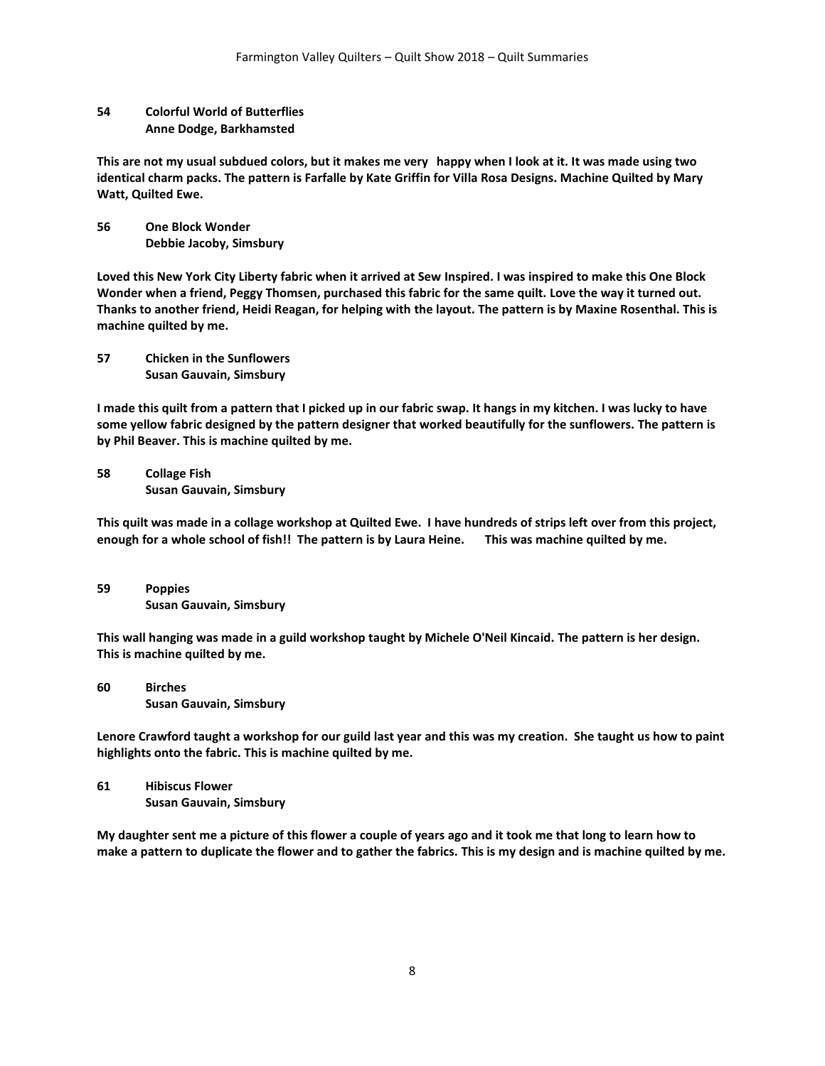**54 Colorful World of Butterflies**
**Anne Dodge, Barkhamsted**

**This are not my usual subdued colors, but it makes me very happy when I look at it. It was made using two identical charm packs. The pattern is Farfalle by Kate Griffin for Villa Rosa Designs. Machine Quilted by Mary Watt, Quilted Ewe.**

**56 One Block Wonder**
**Debbie Jacoby, Simsbury**

**Loved this New York City Liberty fabric when it arrived at Sew Inspired. I was inspired to make this One Block Wonder when a friend, Peggy Thomsen, purchased this fabric for the same quilt. Love the way it turned out. Thanks to another friend, Heidi Reagan, for helping with the layout. The pattern is by Maxine Rosenthal. This is machine quilted by me.**

**57 Chicken in the Sunflowers**
**Susan Gauvain, Simsbury**

**I made this quilt from a pattern that I picked up in our fabric swap. It hangs in my kitchen. I was lucky to have some yellow fabric designed by the pattern designer that worked beautifully for the sunflowers. The pattern is by Phil Beaver. This is machine quilted by me.**

**58 Collage Fish**
**Susan Gauvain, Simsbury**

**This quilt was made in a collage workshop at Quilted Ewe. I have hundreds of strips left over from this project, enough for a whole school of fish!! The pattern is by Laura Heine. This was machine quilted by me.**

**59 Poppies**
**Susan Gauvain, Simsbury**

**This wall hanging was made in a guild workshop taught by Michele O'Neil Kincaid. The pattern is her design. This is machine quilted by me.**

**60 Birches**
**Susan Gauvain, Simsbury**

**Lenore Crawford taught a workshop for our guild last year and this was my creation. She taught us how to paint highlights onto the fabric. This is machine quilted by me.**

**61 Hibiscus Flower**
**Susan Gauvain, Simsbury**

**My daughter sent me a picture of this flower a couple of years ago and it took me that long to learn how to make a pattern to duplicate the flower and to gather the fabrics. This is my design and is machine quilted by me.**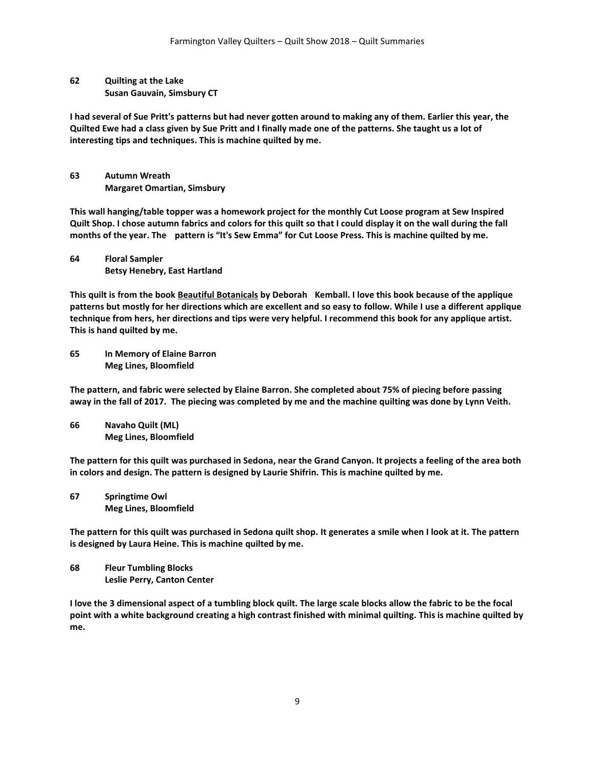**62 Quilting at the Lake**
**Susan Gauvain, Simsbury CT**

**I had several of Sue Pritt's patterns but had never gotten around to making any of them. Earlier this year, the Quilted Ewe had a class given by Sue Pritt and I finally made one of the patterns. She taught us a lot of interesting tips and techniques. This is machine quilted by me.**

**63 Autumn Wreath**
**Margaret Omartian, Simsbury**

**This wall hanging/table topper was a homework project for the monthly Cut Loose program at Sew Inspired Quilt Shop. I chose autumn fabrics and colors for this quilt so that I could display it on the wall during the fall months of the year. The pattern is "It's Sew Emma" for Cut Loose Press. This is machine quilted by me.**

**64 Floral Sampler**
**Betsy Henebry, East Hartland**

**This quilt is from the book <u>Beautiful Botanicals</u> by Deborah Kemball. I love this book because of the applique patterns but mostly for her directions which are excellent and so easy to follow. While I use a different applique technique from hers, her directions and tips were very helpful. I recommend this book for any applique artist. This is hand quilted by me.**

**65 In Memory of Elaine Barron**
**Meg Lines, Bloomfield**

**The pattern, and fabric were selected by Elaine Barron. She completed about 75% of piecing before passing away in the fall of 2017. The piecing was completed by me and the machine quilting was done by Lynn Veith.**

**66 Navaho Quilt (ML)**
**Meg Lines, Bloomfield**

**The pattern for this quilt was purchased in Sedona, near the Grand Canyon. It projects a feeling of the area both in colors and design. The pattern is designed by Laurie Shifrin. This is machine quilted by me.**

**67 Springtime Owl**
**Meg Lines, Bloomfield**

**The pattern for this quilt was purchased in Sedona quilt shop. It generates a smile when I look at it. The pattern is designed by Laura Heine. This is machine quilted by me.**

**68 Fleur Tumbling Blocks**
**Leslie Perry, Canton Center**

**I love the 3 dimensional aspect of a tumbling block quilt. The large scale blocks allow the fabric to be the focal point with a white background creating a high contrast finished with minimal quilting. This is machine quilted by me.**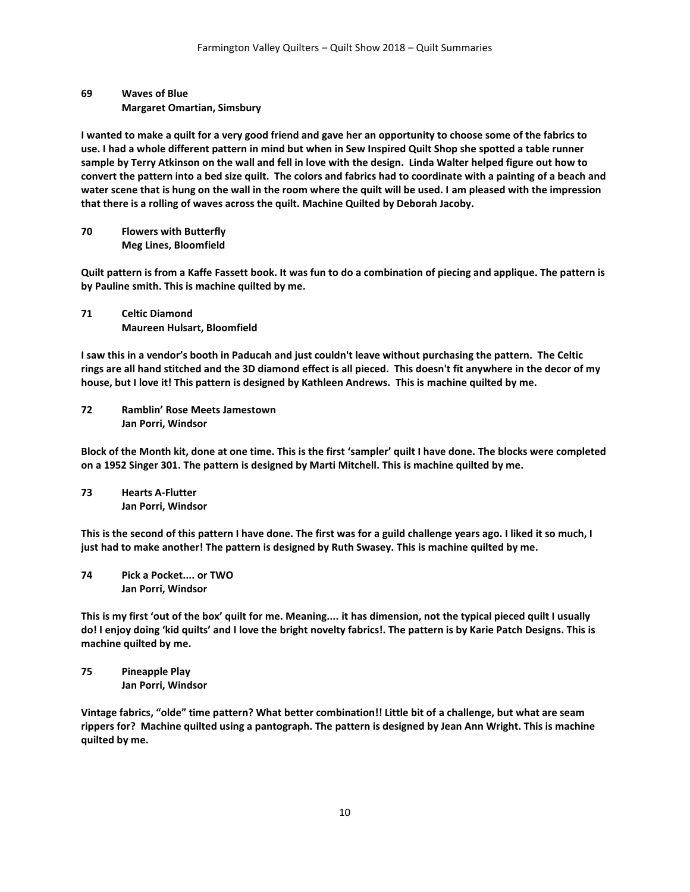**69 Waves of Blue**
**Margaret Omartian, Simsbury**

**I wanted to make a quilt for a very good friend and gave her an opportunity to choose some of the fabrics to use. I had a whole different pattern in mind but when in Sew Inspired Quilt Shop she spotted a table runner sample by Terry Atkinson on the wall and fell in love with the design. Linda Walter helped figure out how to convert the pattern into a bed size quilt. The colors and fabrics had to coordinate with a painting of a beach and water scene that is hung on the wall in the room where the quilt will be used. I am pleased with the impression that there is a rolling of waves across the quilt. Machine Quilted by Deborah Jacoby.**

**70 Flowers with Butterfly**
**Meg Lines, Bloomfield**

**Quilt pattern is from a Kaffe Fassett book. It was fun to do a combination of piecing and applique. The pattern is by Pauline smith. This is machine quilted by me.**

**71 Celtic Diamond**
**Maureen Hulsart, Bloomfield**

**I saw this in a vendor's booth in Paducah and just couldn't leave without purchasing the pattern. The Celtic rings are all hand stitched and the 3D diamond effect is all pieced. This doesn't fit anywhere in the decor of my house, but I love it! This pattern is designed by Kathleen Andrews. This is machine quilted by me.**

**72 Ramblin' Rose Meets Jamestown**
**Jan Porri, Windsor**

**Block of the Month kit, done at one time. This is the first 'sampler' quilt I have done. The blocks were completed on a 1952 Singer 301. The pattern is designed by Marti Mitchell. This is machine quilted by me.**

**73 Hearts A-Flutter**
**Jan Porri, Windsor**

**This is the second of this pattern I have done. The first was for a guild challenge years ago. I liked it so much, I just had to make another! The pattern is designed by Ruth Swasey. This is machine quilted by me.**

**74 Pick a Pocket.... or TWO**
**Jan Porri, Windsor**

**This is my first 'out of the box' quilt for me. Meaning.... it has dimension, not the typical pieced quilt I usually do! I enjoy doing 'kid quilts' and I love the bright novelty fabrics!. The pattern is by Karie Patch Designs. This is machine quilted by me.**

**75 Pineapple Play**
**Jan Porri, Windsor**

**Vintage fabrics, "olde" time pattern? What better combination!! Little bit of a challenge, but what are seam rippers for? Machine quilted using a pantograph. The pattern is designed by Jean Ann Wright. This is machine quilted by me.**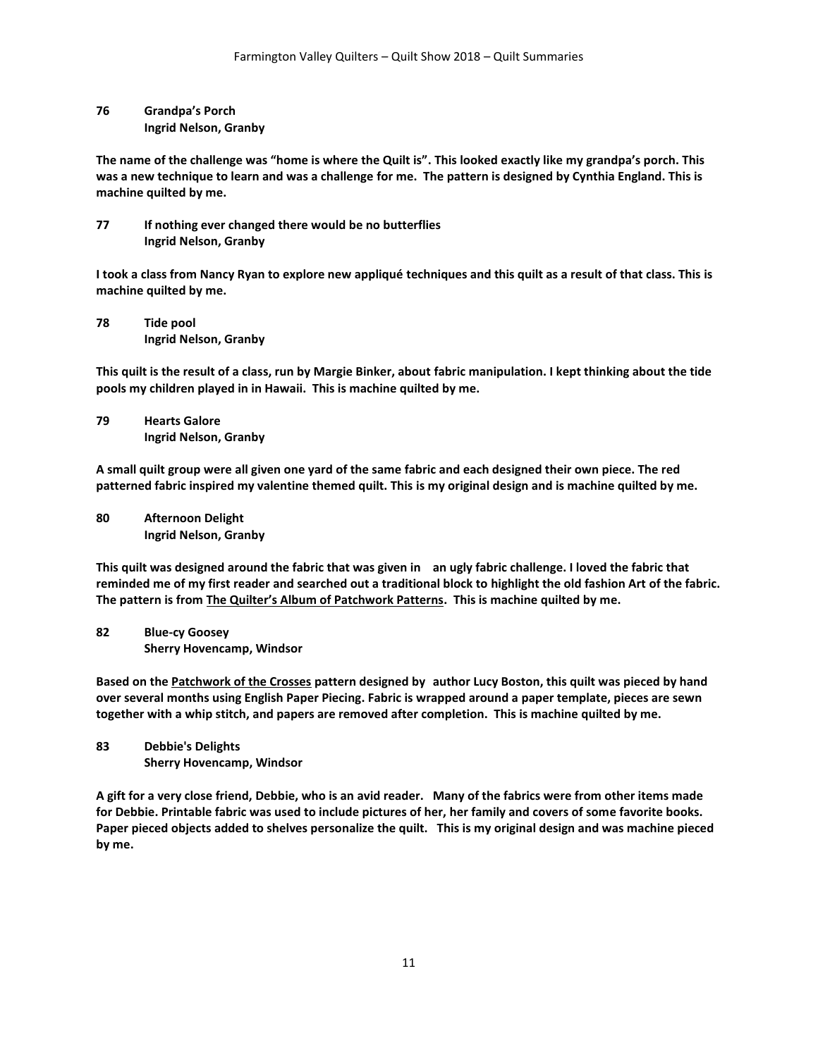**76 Grandpa's Porch**
**Ingrid Nelson, Granby**

**The name of the challenge was "home is where the Quilt is". This looked exactly like my grandpa's porch. This was a new technique to learn and was a challenge for me. The pattern is designed by Cynthia England. This is machine quilted by me.**

**77 If nothing ever changed there would be no butterflies**
**Ingrid Nelson, Granby**

**I took a class from Nancy Ryan to explore new appliqué techniques and this quilt as a result of that class. This is machine quilted by me.**

**78 Tide pool**
**Ingrid Nelson, Granby**

**This quilt is the result of a class, run by Margie Binker, about fabric manipulation. I kept thinking about the tide pools my children played in in Hawaii. This is machine quilted by me.**

**79 Hearts Galore**
**Ingrid Nelson, Granby**

**A small quilt group were all given one yard of the same fabric and each designed their own piece. The red patterned fabric inspired my valentine themed quilt. This is my original design and is machine quilted by me.**

**80 Afternoon Delight**
**Ingrid Nelson, Granby**

**This quilt was designed around the fabric that was given in an ugly fabric challenge. I loved the fabric that reminded me of my first reader and searched out a traditional block to highlight the old fashion Art of the fabric. The pattern is from <u>The Quilter's Album of Patchwork Patterns</u>. This is machine quilted by me.**

**82 Blue-cy Goosey**
**Sherry Hovencamp, Windsor**

**Based on the <u>Patchwork of the Crosses</u> pattern designed by author Lucy Boston, this quilt was pieced by hand over several months using English Paper Piecing. Fabric is wrapped around a paper template, pieces are sewn together with a whip stitch, and papers are removed after completion. This is machine quilted by me.**

**83 Debbie's Delights**
**Sherry Hovencamp, Windsor**

**A gift for a very close friend, Debbie, who is an avid reader. Many of the fabrics were from other items made for Debbie. Printable fabric was used to include pictures of her, her family and covers of some favorite books. Paper pieced objects added to shelves personalize the quilt. This is my original design and was machine pieced by me.**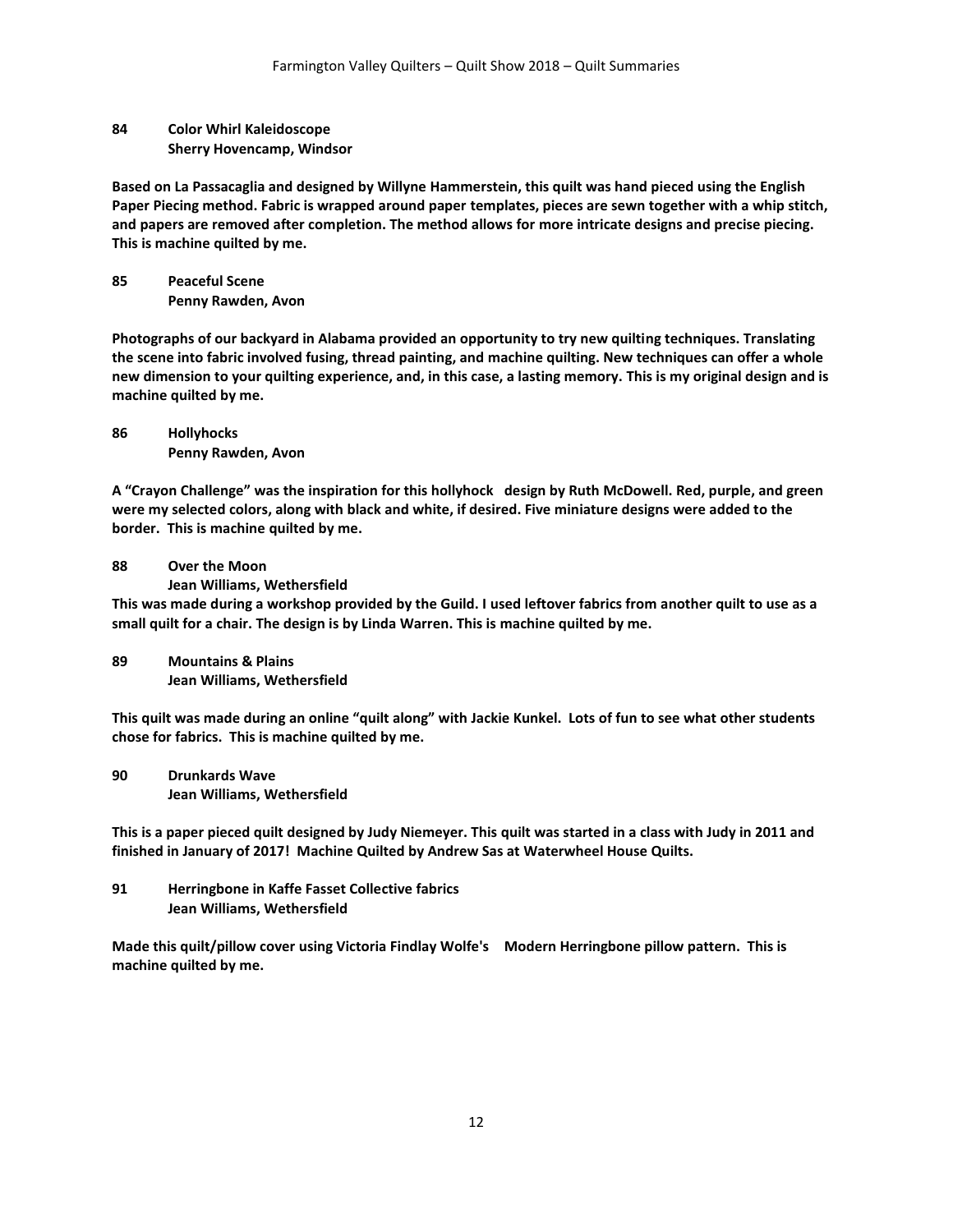**84 Color Whirl Kaleidoscope**
**Sherry Hovencamp, Windsor**

**Based on La Passacaglia and designed by Willyne Hammerstein, this quilt was hand pieced using the English Paper Piecing method. Fabric is wrapped around paper templates, pieces are sewn together with a whip stitch, and papers are removed after completion. The method allows for more intricate designs and precise piecing. This is machine quilted by me.**

**85 Peaceful Scene**
**Penny Rawden, Avon**

**Photographs of our backyard in Alabama provided an opportunity to try new quilting techniques. Translating the scene into fabric involved fusing, thread painting, and machine quilting. New techniques can offer a whole new dimension to your quilting experience, and, in this case, a lasting memory. This is my original design and is machine quilted by me.**

**86 Hollyhocks**
**Penny Rawden, Avon**

**A "Crayon Challenge" was the inspiration for this hollyhock design by Ruth McDowell. Red, purple, and green were my selected colors, along with black and white, if desired. Five miniature designs were added to the border. This is machine quilted by me.**

**88 Over the Moon**
**Jean Williams, Wethersfield**
**This was made during a workshop provided by the Guild. I used leftover fabrics from another quilt to use as a small quilt for a chair. The design is by Linda Warren. This is machine quilted by me.**

**89 Mountains & Plains**
**Jean Williams, Wethersfield**

**This quilt was made during an online "quilt along" with Jackie Kunkel. Lots of fun to see what other students chose for fabrics. This is machine quilted by me.**

**90 Drunkards Wave**
**Jean Williams, Wethersfield**

**This is a paper pieced quilt designed by Judy Niemeyer. This quilt was started in a class with Judy in 2011 and finished in January of 2017! Machine Quilted by Andrew Sas at Waterwheel House Quilts.**

**91 Herringbone in Kaffe Fasset Collective fabrics**
**Jean Williams, Wethersfield**

**Made this quilt/pillow cover using Victoria Findlay Wolfe's Modern Herringbone pillow pattern. This is machine quilted by me.**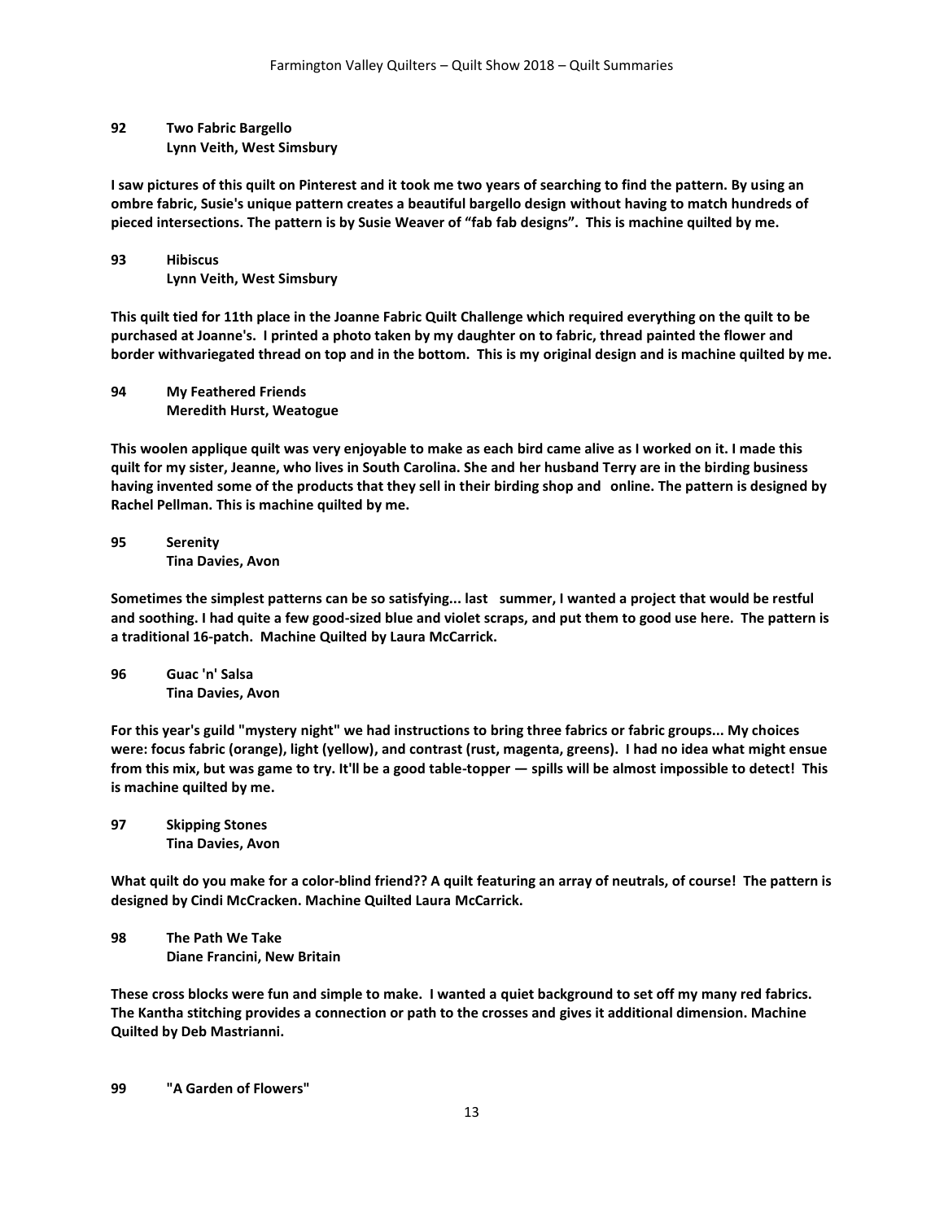**92 Two Fabric Bargello**
**Lynn Veith, West Simsbury**

**I saw pictures of this quilt on Pinterest and it took me two years of searching to find the pattern. By using an ombre fabric, Susie's unique pattern creates a beautiful bargello design without having to match hundreds of pieced intersections. The pattern is by Susie Weaver of "fab fab designs". This is machine quilted by me.**

**93 Hibiscus**
**Lynn Veith, West Simsbury**

**This quilt tied for 11th place in the Joanne Fabric Quilt Challenge which required everything on the quilt to be purchased at Joanne's. I printed a photo taken by my daughter on to fabric, thread painted the flower and border withvariegated thread on top and in the bottom. This is my original design and is machine quilted by me.**

**94 My Feathered Friends**
**Meredith Hurst, Weatogue**

**This woolen applique quilt was very enjoyable to make as each bird came alive as I worked on it. I made this quilt for my sister, Jeanne, who lives in South Carolina. She and her husband Terry are in the birding business having invented some of the products that they sell in their birding shop and online. The pattern is designed by Rachel Pellman. This is machine quilted by me.**

**95 Serenity**
**Tina Davies, Avon**

**Sometimes the simplest patterns can be so satisfying... last summer, I wanted a project that would be restful and soothing. I had quite a few good-sized blue and violet scraps, and put them to good use here. The pattern is a traditional 16-patch. Machine Quilted by Laura McCarrick.**

**96 Guac 'n' Salsa**
**Tina Davies, Avon**

**For this year's guild "mystery night" we had instructions to bring three fabrics or fabric groups... My choices were: focus fabric (orange), light (yellow), and contrast (rust, magenta, greens). I had no idea what might ensue from this mix, but was game to try. It'll be a good table-topper — spills will be almost impossible to detect! This is machine quilted by me.**

**97 Skipping Stones**
**Tina Davies, Avon**

**What quilt do you make for a color-blind friend?? A quilt featuring an array of neutrals, of course! The pattern is designed by Cindi McCracken. Machine Quilted Laura McCarrick.**

**98 The Path We Take**
**Diane Francini, New Britain**

**These cross blocks were fun and simple to make. I wanted a quiet background to set off my many red fabrics. The Kantha stitching provides a connection or path to the crosses and gives it additional dimension. Machine Quilted by Deb Mastrianni.**

**99 "A Garden of Flowers"**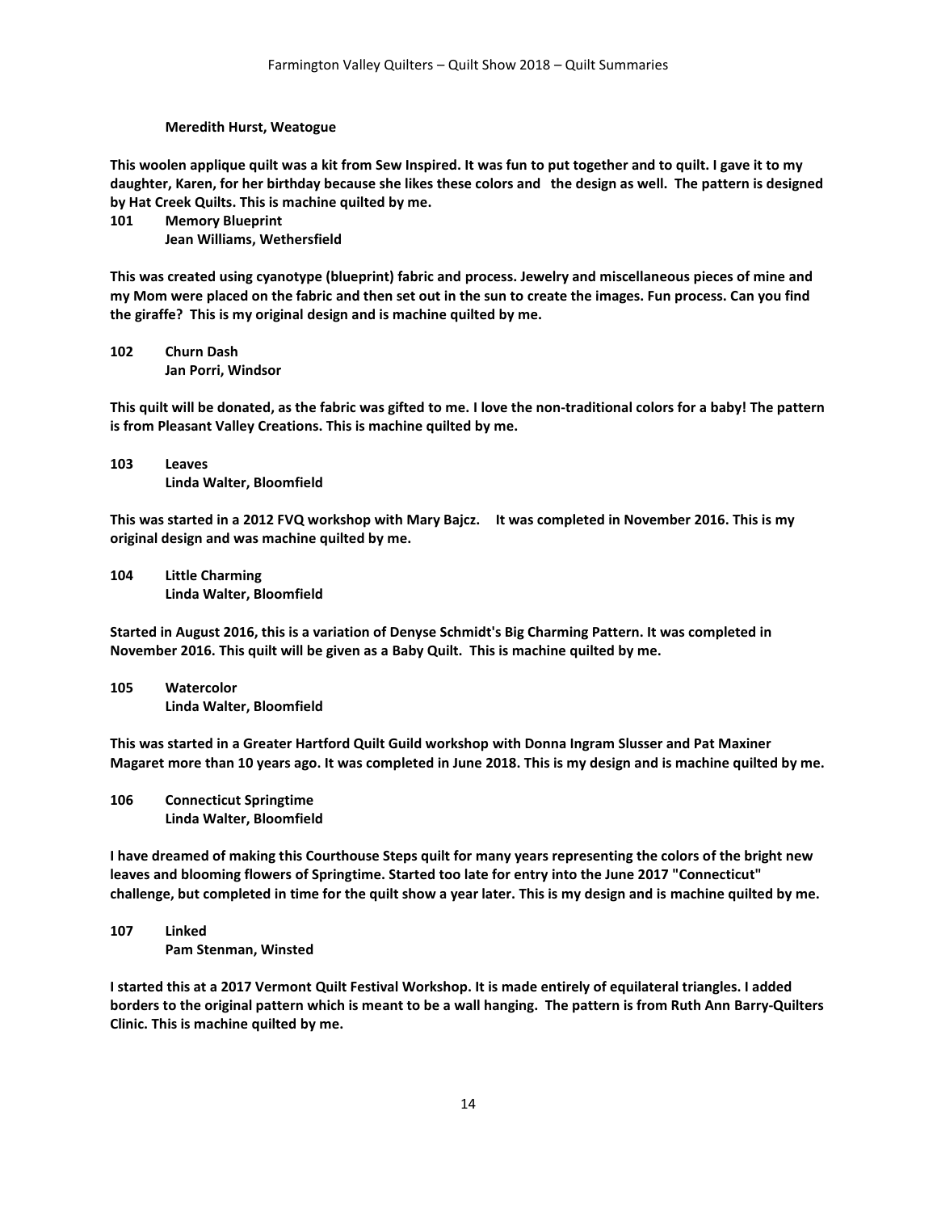**Meredith Hurst, Weatogue**

**This woolen applique quilt was a kit from Sew Inspired. It was fun to put together and to quilt. I gave it to my daughter, Karen, for her birthday because she likes these colors and the design as well. The pattern is designed by Hat Creek Quilts. This is machine quilted by me.**

**101 Memory Blueprint**
**Jean Williams, Wethersfield**

**This was created using cyanotype (blueprint) fabric and process. Jewelry and miscellaneous pieces of mine and my Mom were placed on the fabric and then set out in the sun to create the images. Fun process. Can you find the giraffe? This is my original design and is machine quilted by me.**

**102 Churn Dash**
**Jan Porri, Windsor**

**This quilt will be donated, as the fabric was gifted to me. I love the non-traditional colors for a baby! The pattern is from Pleasant Valley Creations. This is machine quilted by me.**

**103 Leaves**
**Linda Walter, Bloomfield**

**This was started in a 2012 FVQ workshop with Mary Bajcz. It was completed in November 2016. This is my original design and was machine quilted by me.**

**104 Little Charming**
**Linda Walter, Bloomfield**

**Started in August 2016, this is a variation of Denyse Schmidt's Big Charming Pattern. It was completed in November 2016. This quilt will be given as a Baby Quilt. This is machine quilted by me.**

**105 Watercolor**
**Linda Walter, Bloomfield**

**This was started in a Greater Hartford Quilt Guild workshop with Donna Ingram Slusser and Pat Maxiner Magaret more than 10 years ago. It was completed in June 2018. This is my design and is machine quilted by me.**

**106 Connecticut Springtime**
**Linda Walter, Bloomfield**

**I have dreamed of making this Courthouse Steps quilt for many years representing the colors of the bright new leaves and blooming flowers of Springtime. Started too late for entry into the June 2017 "Connecticut" challenge, but completed in time for the quilt show a year later. This is my design and is machine quilted by me.**

**107 Linked**
**Pam Stenman, Winsted**

**I started this at a 2017 Vermont Quilt Festival Workshop. It is made entirely of equilateral triangles. I added borders to the original pattern which is meant to be a wall hanging. The pattern is from Ruth Ann Barry-Quilters Clinic. This is machine quilted by me.**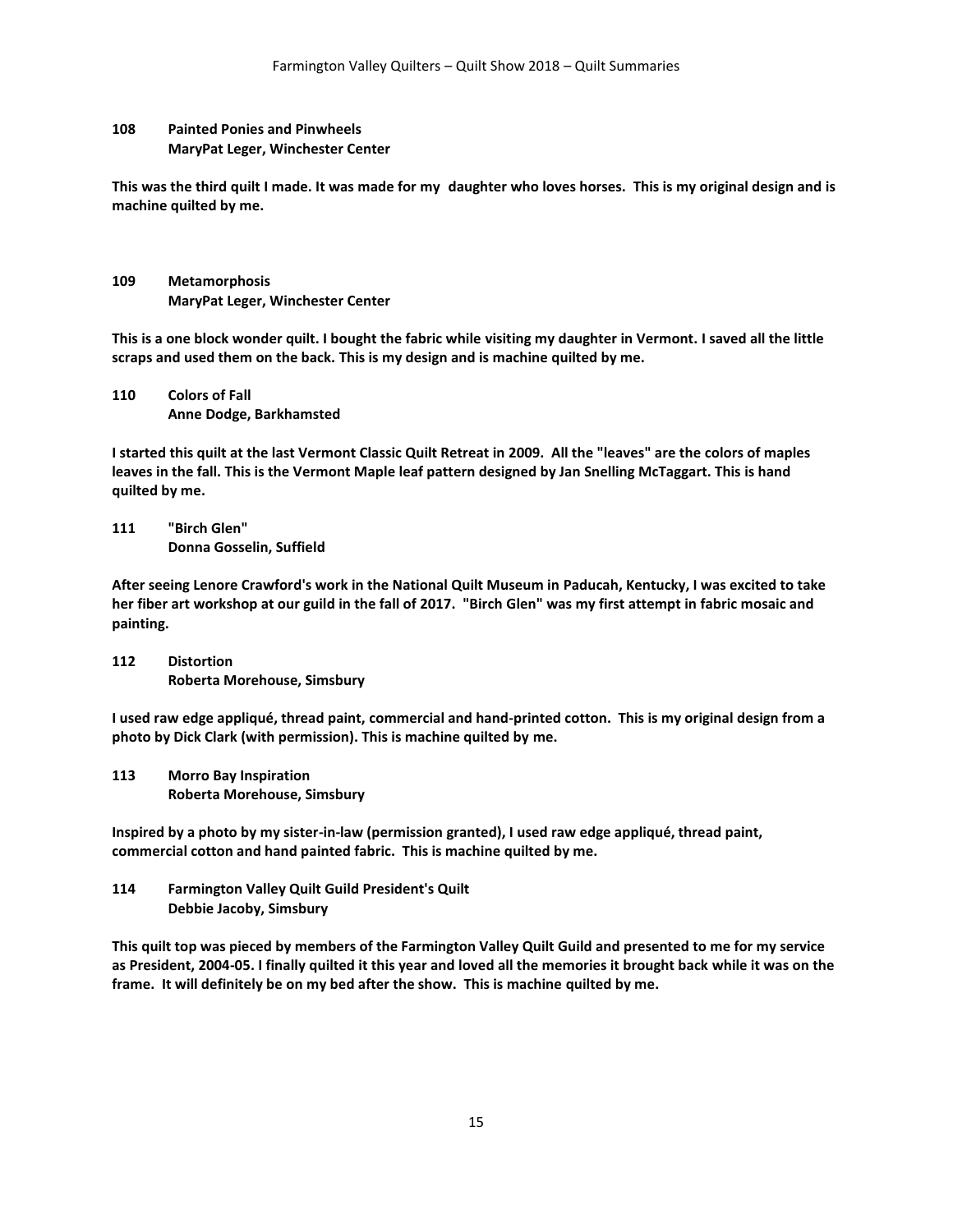**108 Painted Ponies and Pinwheels**
**MaryPat Leger, Winchester Center**

**This was the third quilt I made. It was made for my daughter who loves horses. This is my original design and is machine quilted by me.**

**109 Metamorphosis**
**MaryPat Leger, Winchester Center**

**This is a one block wonder quilt. I bought the fabric while visiting my daughter in Vermont. I saved all the little scraps and used them on the back. This is my design and is machine quilted by me.**

**110 Colors of Fall**
**Anne Dodge, Barkhamsted**

**I started this quilt at the last Vermont Classic Quilt Retreat in 2009. All the "leaves" are the colors of maples leaves in the fall. This is the Vermont Maple leaf pattern designed by Jan Snelling McTaggart. This is hand quilted by me.**

**111 "Birch Glen"**
**Donna Gosselin, Suffield**

**After seeing Lenore Crawford's work in the National Quilt Museum in Paducah, Kentucky, I was excited to take her fiber art workshop at our guild in the fall of 2017. "Birch Glen" was my first attempt in fabric mosaic and painting.**

**112 Distortion**
**Roberta Morehouse, Simsbury**

**I used raw edge appliqué, thread paint, commercial and hand-printed cotton. This is my original design from a photo by Dick Clark (with permission). This is machine quilted by me.**

**113 Morro Bay Inspiration**
**Roberta Morehouse, Simsbury**

**Inspired by a photo by my sister-in-law (permission granted), I used raw edge appliqué, thread paint, commercial cotton and hand painted fabric. This is machine quilted by me.**

**114 Farmington Valley Quilt Guild President's Quilt**
**Debbie Jacoby, Simsbury**

**This quilt top was pieced by members of the Farmington Valley Quilt Guild and presented to me for my service as President, 2004-05. I finally quilted it this year and loved all the memories it brought back while it was on the frame. It will definitely be on my bed after the show. This is machine quilted by me.**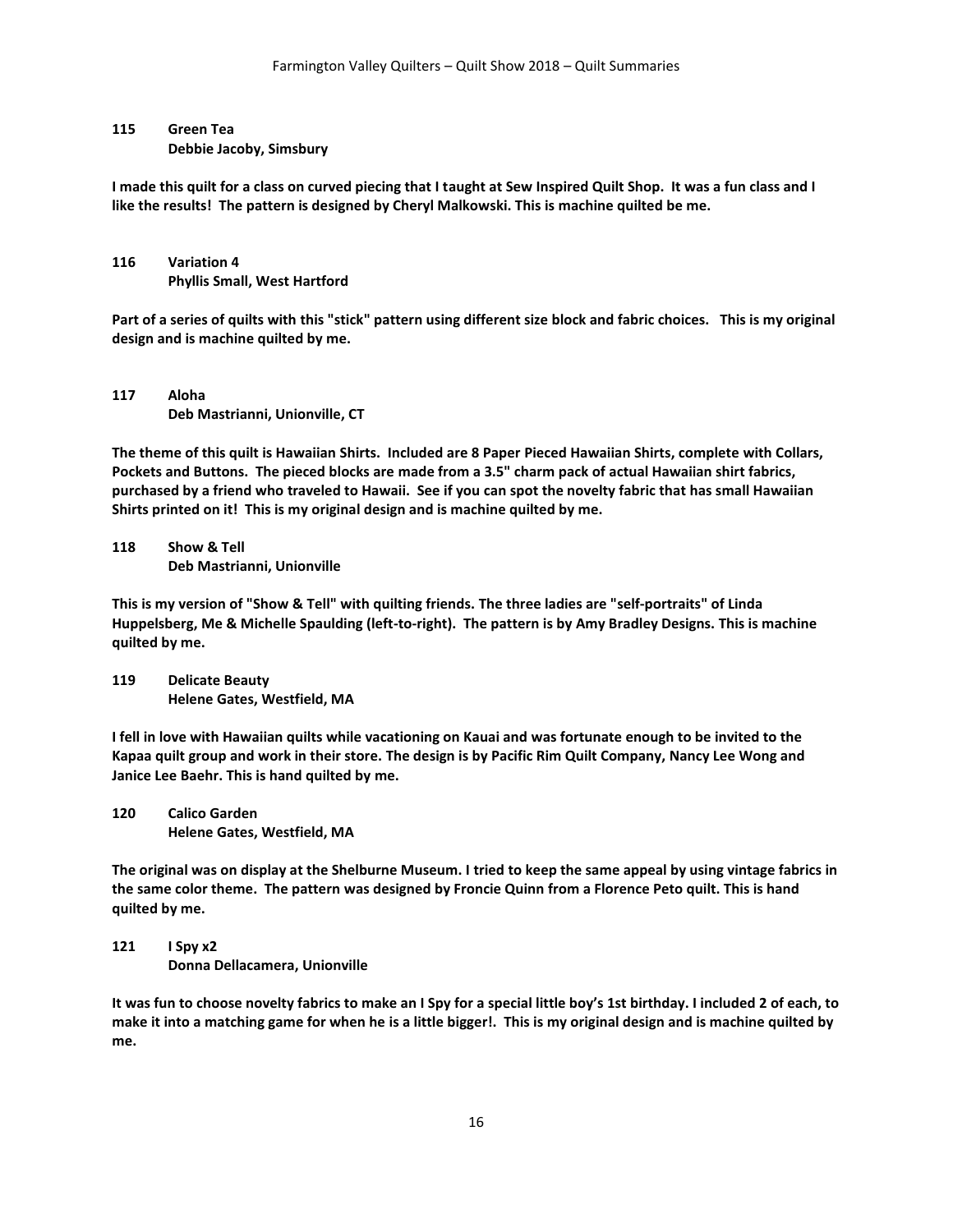**115 Green Tea**
**Debbie Jacoby, Simsbury**

**I made this quilt for a class on curved piecing that I taught at Sew Inspired Quilt Shop. It was a fun class and I like the results! The pattern is designed by Cheryl Malkowski. This is machine quilted be me.**

**116 Variation 4**
**Phyllis Small, West Hartford**

**Part of a series of quilts with this "stick" pattern using different size block and fabric choices. This is my original design and is machine quilted by me.**

**117 Aloha**
**Deb Mastrianni, Unionville, CT**

**The theme of this quilt is Hawaiian Shirts. Included are 8 Paper Pieced Hawaiian Shirts, complete with Collars, Pockets and Buttons. The pieced blocks are made from a 3.5" charm pack of actual Hawaiian shirt fabrics, purchased by a friend who traveled to Hawaii. See if you can spot the novelty fabric that has small Hawaiian Shirts printed on it! This is my original design and is machine quilted by me.**

**118 Show & Tell**
**Deb Mastrianni, Unionville**

**This is my version of "Show & Tell" with quilting friends. The three ladies are "self-portraits" of Linda Huppelsberg, Me & Michelle Spaulding (left-to-right). The pattern is by Amy Bradley Designs. This is machine quilted by me.**

**119 Delicate Beauty**
**Helene Gates, Westfield, MA**

**I fell in love with Hawaiian quilts while vacationing on Kauai and was fortunate enough to be invited to the Kapaa quilt group and work in their store. The design is by Pacific Rim Quilt Company, Nancy Lee Wong and Janice Lee Baehr. This is hand quilted by me.**

**120 Calico Garden**
**Helene Gates, Westfield, MA**

**The original was on display at the Shelburne Museum. I tried to keep the same appeal by using vintage fabrics in the same color theme. The pattern was designed by Froncie Quinn from a Florence Peto quilt. This is hand quilted by me.**

**121 I Spy x2**
**Donna Dellacamera, Unionville**

**It was fun to choose novelty fabrics to make an I Spy for a special little boy's 1st birthday. I included 2 of each, to make it into a matching game for when he is a little bigger!. This is my original design and is machine quilted by me.**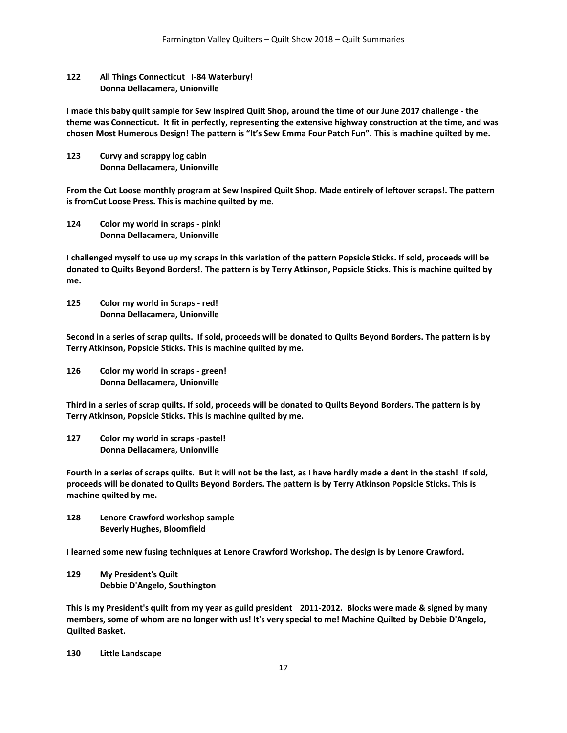**122 All Things Connecticut I-84 Waterbury!**
**Donna Dellacamera, Unionville**

**I made this baby quilt sample for Sew Inspired Quilt Shop, around the time of our June 2017 challenge - the theme was Connecticut. It fit in perfectly, representing the extensive highway construction at the time, and was chosen Most Humerous Design! The pattern is "It's Sew Emma Four Patch Fun". This is machine quilted by me.**

**123 Curvy and scrappy log cabin**
**Donna Dellacamera, Unionville**

**From the Cut Loose monthly program at Sew Inspired Quilt Shop. Made entirely of leftover scraps!. The pattern is fromCut Loose Press. This is machine quilted by me.**

**124 Color my world in scraps - pink!**
**Donna Dellacamera, Unionville**

**I challenged myself to use up my scraps in this variation of the pattern Popsicle Sticks. If sold, proceeds will be donated to Quilts Beyond Borders!. The pattern is by Terry Atkinson, Popsicle Sticks. This is machine quilted by me.**

**125 Color my world in Scraps - red!**
**Donna Dellacamera, Unionville**

**Second in a series of scrap quilts. If sold, proceeds will be donated to Quilts Beyond Borders. The pattern is by Terry Atkinson, Popsicle Sticks. This is machine quilted by me.**

**126 Color my world in scraps - green!**
**Donna Dellacamera, Unionville**

**Third in a series of scrap quilts. If sold, proceeds will be donated to Quilts Beyond Borders. The pattern is by Terry Atkinson, Popsicle Sticks. This is machine quilted by me.**

**127 Color my world in scraps -pastel!**
**Donna Dellacamera, Unionville**

**Fourth in a series of scraps quilts. But it will not be the last, as I have hardly made a dent in the stash! If sold, proceeds will be donated to Quilts Beyond Borders. The pattern is by Terry Atkinson Popsicle Sticks. This is machine quilted by me.**

**128 Lenore Crawford workshop sample**
**Beverly Hughes, Bloomfield**

**I learned some new fusing techniques at Lenore Crawford Workshop. The design is by Lenore Crawford.**

**129 My President's Quilt**
**Debbie D'Angelo, Southington**

**This is my President's quilt from my year as guild president 2011-2012. Blocks were made & signed by many members, some of whom are no longer with us! It's very special to me! Machine Quilted by Debbie D'Angelo, Quilted Basket.**

**130 Little Landscape**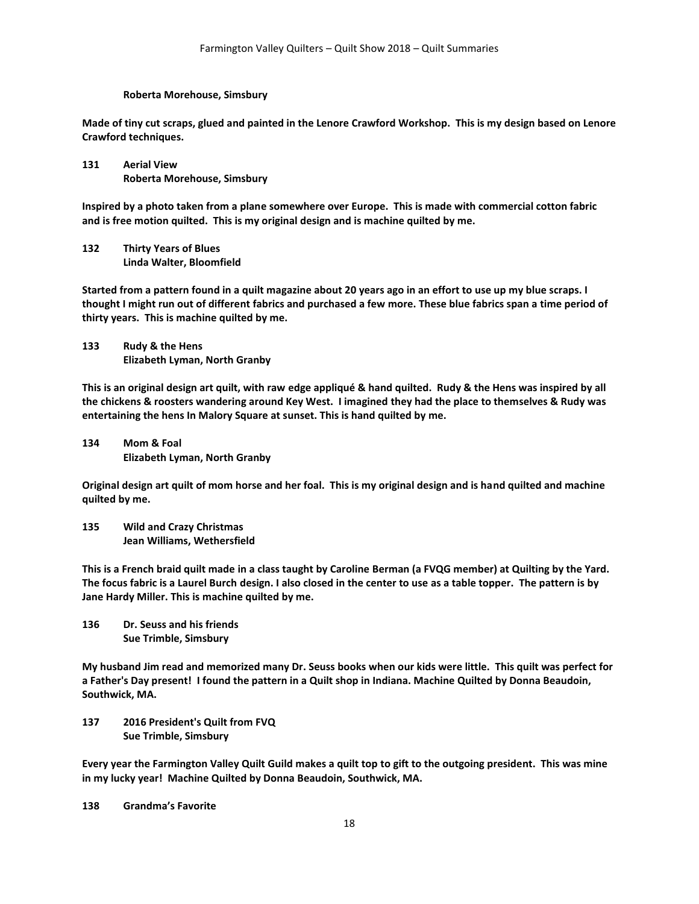**Roberta Morehouse, Simsbury**

**Made of tiny cut scraps, glued and painted in the Lenore Crawford Workshop. This is my design based on Lenore Crawford techniques.**

**131 Aerial View**
**Roberta Morehouse, Simsbury**

**Inspired by a photo taken from a plane somewhere over Europe. This is made with commercial cotton fabric and is free motion quilted. This is my original design and is machine quilted by me.**

**132 Thirty Years of Blues**
**Linda Walter, Bloomfield**

**Started from a pattern found in a quilt magazine about 20 years ago in an effort to use up my blue scraps. I thought I might run out of different fabrics and purchased a few more. These blue fabrics span a time period of thirty years. This is machine quilted by me.**

**133 Rudy & the Hens**
**Elizabeth Lyman, North Granby**

**This is an original design art quilt, with raw edge appliqué & hand quilted. Rudy & the Hens was inspired by all the chickens & roosters wandering around Key West. I imagined they had the place to themselves & Rudy was entertaining the hens In Malory Square at sunset. This is hand quilted by me.**

**134 Mom & Foal**
**Elizabeth Lyman, North Granby**

**Original design art quilt of mom horse and her foal. This is my original design and is hand quilted and machine quilted by me.**

**135 Wild and Crazy Christmas**
**Jean Williams, Wethersfield**

**This is a French braid quilt made in a class taught by Caroline Berman (a FVQG member) at Quilting by the Yard. The focus fabric is a Laurel Burch design. I also closed in the center to use as a table topper. The pattern is by Jane Hardy Miller. This is machine quilted by me.**

**136 Dr. Seuss and his friends**
**Sue Trimble, Simsbury**

**My husband Jim read and memorized many Dr. Seuss books when our kids were little. This quilt was perfect for a Father's Day present! I found the pattern in a Quilt shop in Indiana. Machine Quilted by Donna Beaudoin, Southwick, MA.**

**137 2016 President's Quilt from FVQ**
**Sue Trimble, Simsbury**

**Every year the Farmington Valley Quilt Guild makes a quilt top to gift to the outgoing president. This was mine in my lucky year! Machine Quilted by Donna Beaudoin, Southwick, MA.**

**138 Grandma's Favorite**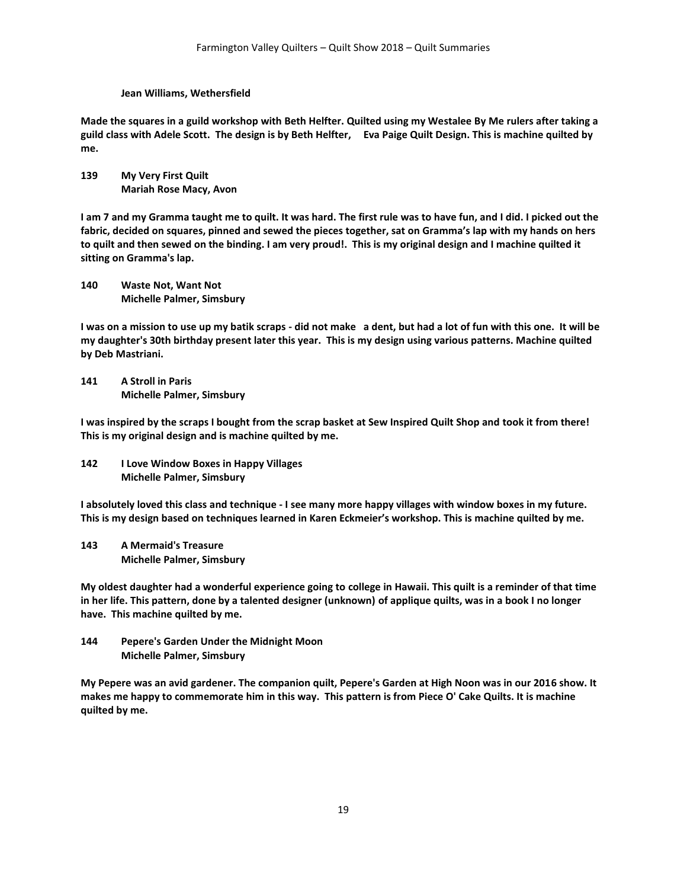**Jean Williams, Wethersfield**

**Made the squares in a guild workshop with Beth Helfter. Quilted using my Westalee By Me rulers after taking a guild class with Adele Scott. The design is by Beth Helfter, Eva Paige Quilt Design. This is machine quilted by me.**

**139 My Very First Quilt**
**Mariah Rose Macy, Avon**

**I am 7 and my Gramma taught me to quilt. It was hard. The first rule was to have fun, and I did. I picked out the fabric, decided on squares, pinned and sewed the pieces together, sat on Gramma's lap with my hands on hers to quilt and then sewed on the binding. I am very proud!. This is my original design and I machine quilted it sitting on Gramma's lap.**

**140 Waste Not, Want Not**
**Michelle Palmer, Simsbury**

**I was on a mission to use up my batik scraps - did not make a dent, but had a lot of fun with this one. It will be my daughter's 30th birthday present later this year. This is my design using various patterns. Machine quilted by Deb Mastriani.**

**141 A Stroll in Paris**
**Michelle Palmer, Simsbury**

**I was inspired by the scraps I bought from the scrap basket at Sew Inspired Quilt Shop and took it from there! This is my original design and is machine quilted by me.**

**142 I Love Window Boxes in Happy Villages**
**Michelle Palmer, Simsbury**

**I absolutely loved this class and technique - I see many more happy villages with window boxes in my future. This is my design based on techniques learned in Karen Eckmeier's workshop. This is machine quilted by me.**

**143 A Mermaid's Treasure**
**Michelle Palmer, Simsbury**

**My oldest daughter had a wonderful experience going to college in Hawaii. This quilt is a reminder of that time in her life. This pattern, done by a talented designer (unknown) of applique quilts, was in a book I no longer have. This machine quilted by me.**

**144 Pepere's Garden Under the Midnight Moon**
**Michelle Palmer, Simsbury**

**My Pepere was an avid gardener. The companion quilt, Pepere's Garden at High Noon was in our 2016 show. It makes me happy to commemorate him in this way. This pattern is from Piece O' Cake Quilts. It is machine quilted by me.**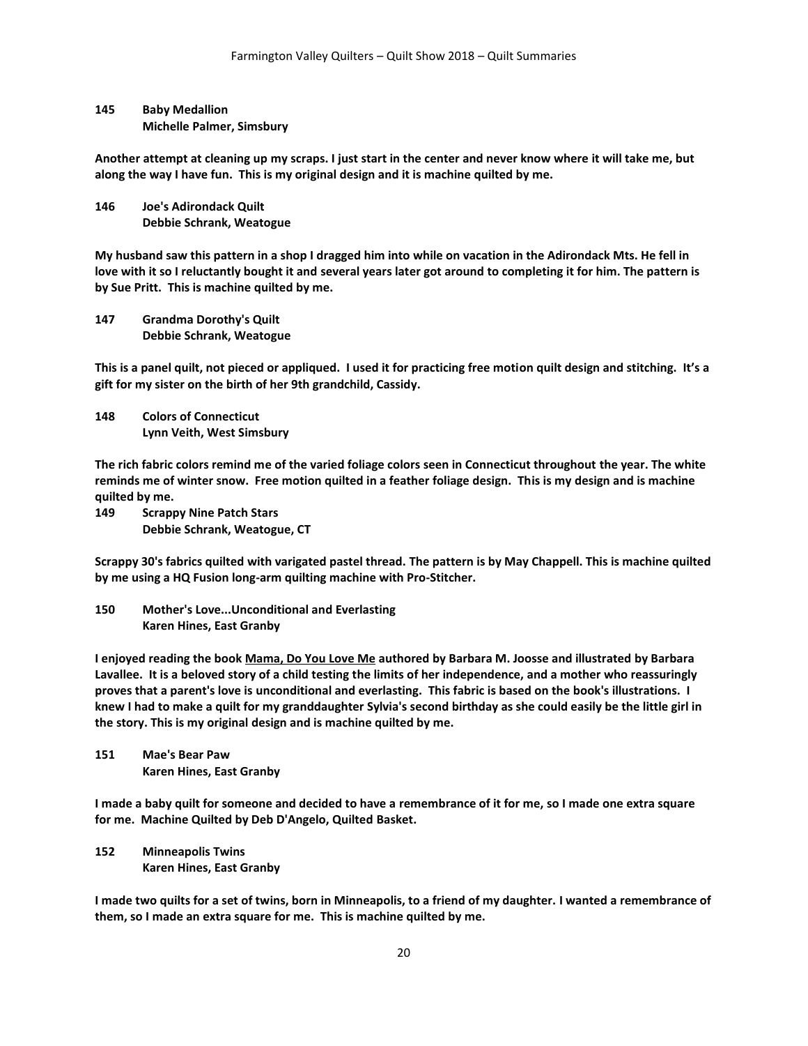**145 Baby Medallion**
**Michelle Palmer, Simsbury**

**Another attempt at cleaning up my scraps. I just start in the center and never know where it will take me, but along the way I have fun. This is my original design and it is machine quilted by me.**

**146 Joe's Adirondack Quilt**
**Debbie Schrank, Weatogue**

**My husband saw this pattern in a shop I dragged him into while on vacation in the Adirondack Mts. He fell in love with it so I reluctantly bought it and several years later got around to completing it for him. The pattern is by Sue Pritt. This is machine quilted by me.**

**147 Grandma Dorothy's Quilt**
**Debbie Schrank, Weatogue**

**This is a panel quilt, not pieced or appliqued. I used it for practicing free motion quilt design and stitching. It's a gift for my sister on the birth of her 9th grandchild, Cassidy.**

**148 Colors of Connecticut**
**Lynn Veith, West Simsbury**

**The rich fabric colors remind me of the varied foliage colors seen in Connecticut throughout the year. The white reminds me of winter snow. Free motion quilted in a feather foliage design. This is my design and is machine quilted by me.**

**149 Scrappy Nine Patch Stars**
**Debbie Schrank, Weatogue, CT**

**Scrappy 30's fabrics quilted with varigated pastel thread. The pattern is by May Chappell. This is machine quilted by me using a HQ Fusion long-arm quilting machine with Pro-Stitcher.**

**150 Mother's Love...Unconditional and Everlasting**
**Karen Hines, East Granby**

**I enjoyed reading the book <u>Mama, Do You Love Me</u> authored by Barbara M. Joosse and illustrated by Barbara Lavallee. It is a beloved story of a child testing the limits of her independence, and a mother who reassuringly proves that a parent's love is unconditional and everlasting. This fabric is based on the book's illustrations. I knew I had to make a quilt for my granddaughter Sylvia's second birthday as she could easily be the little girl in the story. This is my original design and is machine quilted by me.**

**151 Mae's Bear Paw**
**Karen Hines, East Granby**

**I made a baby quilt for someone and decided to have a remembrance of it for me, so I made one extra square for me. Machine Quilted by Deb D'Angelo, Quilted Basket.**

**152 Minneapolis Twins**
**Karen Hines, East Granby**

**I made two quilts for a set of twins, born in Minneapolis, to a friend of my daughter. I wanted a remembrance of them, so I made an extra square for me. This is machine quilted by me.**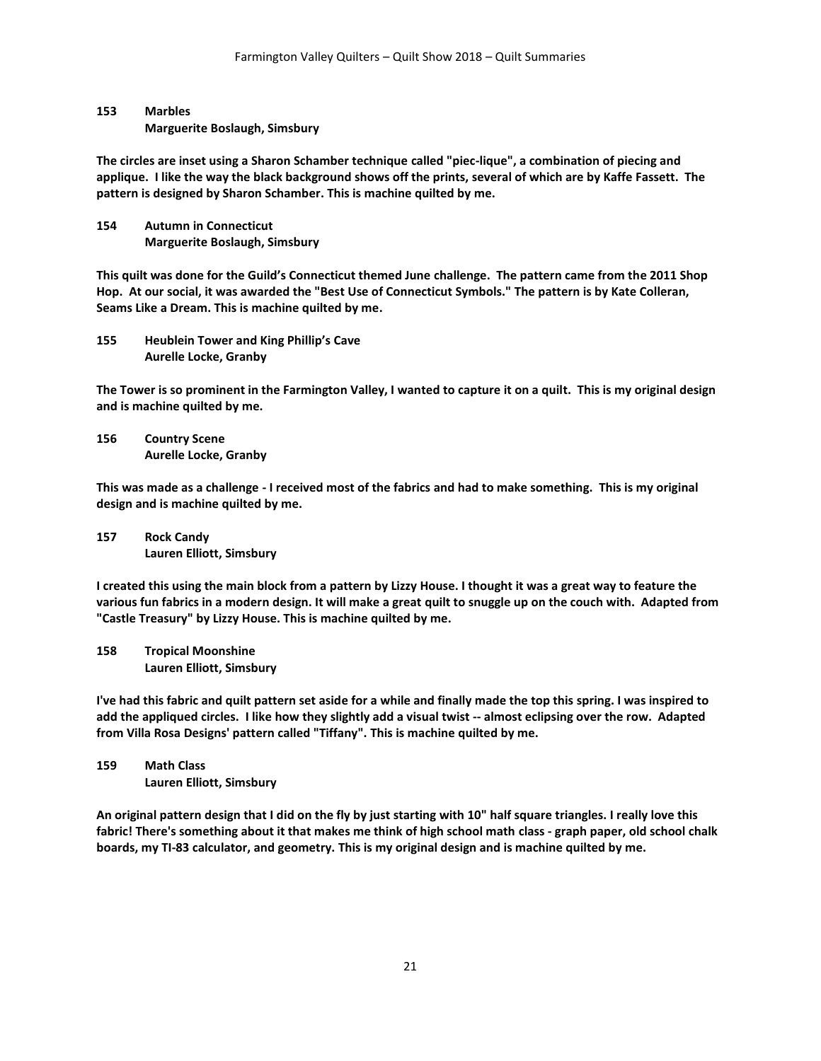**153 Marbles**
**Marguerite Boslaugh, Simsbury**

**The circles are inset using a Sharon Schamber technique called "piec-lique", a combination of piecing and applique. I like the way the black background shows off the prints, several of which are by Kaffe Fassett. The pattern is designed by Sharon Schamber. This is machine quilted by me.**

**154 Autumn in Connecticut**
**Marguerite Boslaugh, Simsbury**

**This quilt was done for the Guild's Connecticut themed June challenge. The pattern came from the 2011 Shop Hop. At our social, it was awarded the "Best Use of Connecticut Symbols." The pattern is by Kate Colleran, Seams Like a Dream. This is machine quilted by me.**

**155 Heublein Tower and King Phillip's Cave**
**Aurelle Locke, Granby**

**The Tower is so prominent in the Farmington Valley, I wanted to capture it on a quilt. This is my original design and is machine quilted by me.**

**156 Country Scene**
**Aurelle Locke, Granby**

**This was made as a challenge - I received most of the fabrics and had to make something. This is my original design and is machine quilted by me.**

**157 Rock Candy**
**Lauren Elliott, Simsbury**

**I created this using the main block from a pattern by Lizzy House. I thought it was a great way to feature the various fun fabrics in a modern design. It will make a great quilt to snuggle up on the couch with. Adapted from "Castle Treasury" by Lizzy House. This is machine quilted by me.**

**158 Tropical Moonshine**
**Lauren Elliott, Simsbury**

**I've had this fabric and quilt pattern set aside for a while and finally made the top this spring. I was inspired to add the appliqued circles. I like how they slightly add a visual twist -- almost eclipsing over the row. Adapted from Villa Rosa Designs' pattern called "Tiffany". This is machine quilted by me.**

**159 Math Class**
**Lauren Elliott, Simsbury**

**An original pattern design that I did on the fly by just starting with 10" half square triangles. I really love this fabric! There's something about it that makes me think of high school math class - graph paper, old school chalk boards, my TI-83 calculator, and geometry. This is my original design and is machine quilted by me.**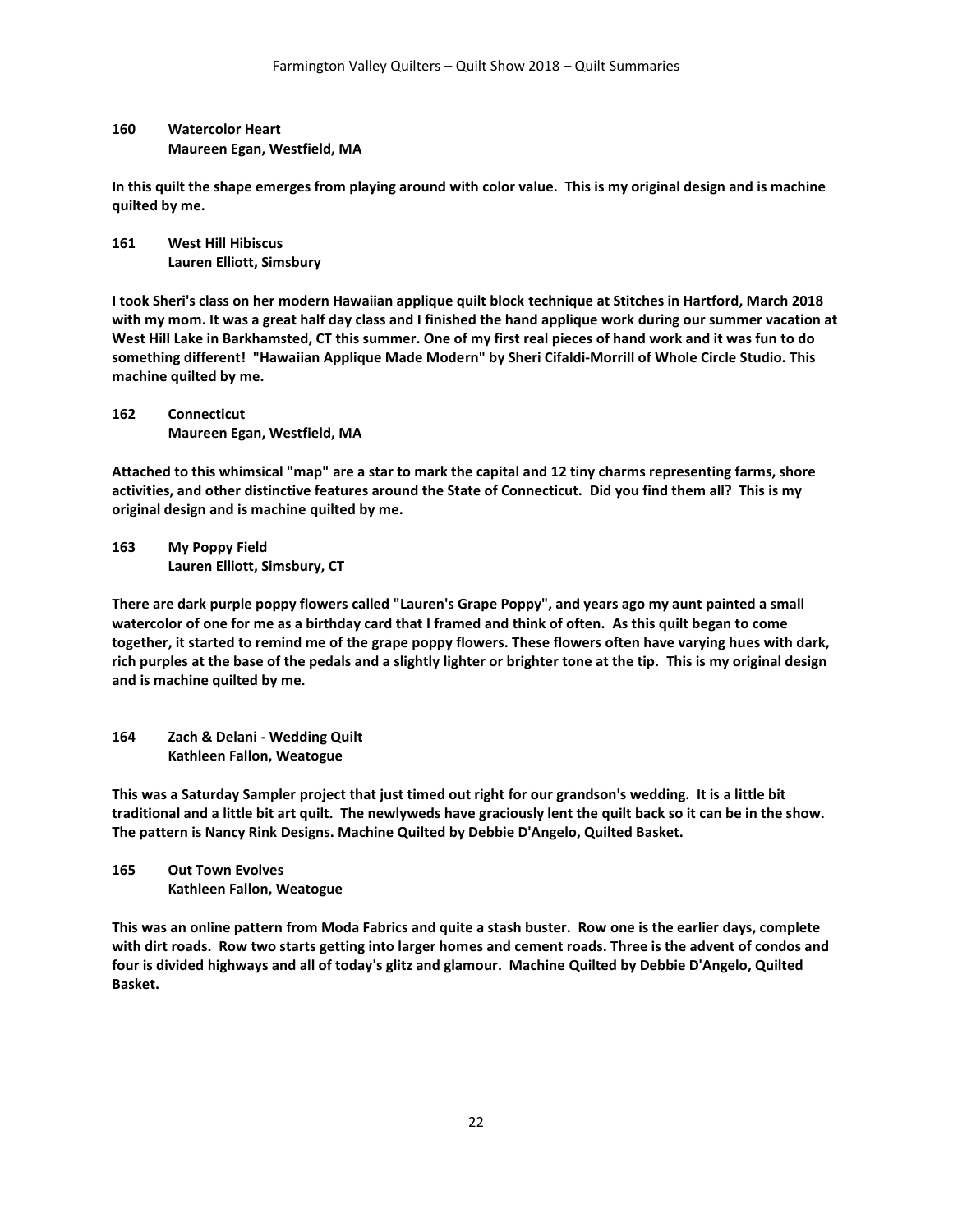**160 Watercolor Heart**
**Maureen Egan, Westfield, MA**

**In this quilt the shape emerges from playing around with color value. This is my original design and is machine quilted by me.**

**161 West Hill Hibiscus**
**Lauren Elliott, Simsbury**

**I took Sheri's class on her modern Hawaiian applique quilt block technique at Stitches in Hartford, March 2018 with my mom. It was a great half day class and I finished the hand applique work during our summer vacation at West Hill Lake in Barkhamsted, CT this summer. One of my first real pieces of hand work and it was fun to do something different! "Hawaiian Applique Made Modern" by Sheri Cifaldi-Morrill of Whole Circle Studio. This machine quilted by me.**

**162 Connecticut**
**Maureen Egan, Westfield, MA**

**Attached to this whimsical "map" are a star to mark the capital and 12 tiny charms representing farms, shore activities, and other distinctive features around the State of Connecticut. Did you find them all? This is my original design and is machine quilted by me.**

**163 My Poppy Field**
**Lauren Elliott, Simsbury, CT**

**There are dark purple poppy flowers called "Lauren's Grape Poppy", and years ago my aunt painted a small watercolor of one for me as a birthday card that I framed and think of often. As this quilt began to come together, it started to remind me of the grape poppy flowers. These flowers often have varying hues with dark, rich purples at the base of the pedals and a slightly lighter or brighter tone at the tip. This is my original design and is machine quilted by me.**

**164 Zach & Delani - Wedding Quilt**
**Kathleen Fallon, Weatogue**

**This was a Saturday Sampler project that just timed out right for our grandson's wedding. It is a little bit traditional and a little bit art quilt. The newlyweds have graciously lent the quilt back so it can be in the show. The pattern is Nancy Rink Designs. Machine Quilted by Debbie D'Angelo, Quilted Basket.**

**165 Out Town Evolves**
**Kathleen Fallon, Weatogue**

**This was an online pattern from Moda Fabrics and quite a stash buster. Row one is the earlier days, complete with dirt roads. Row two starts getting into larger homes and cement roads. Three is the advent of condos and four is divided highways and all of today's glitz and glamour. Machine Quilted by Debbie D'Angelo, Quilted Basket.**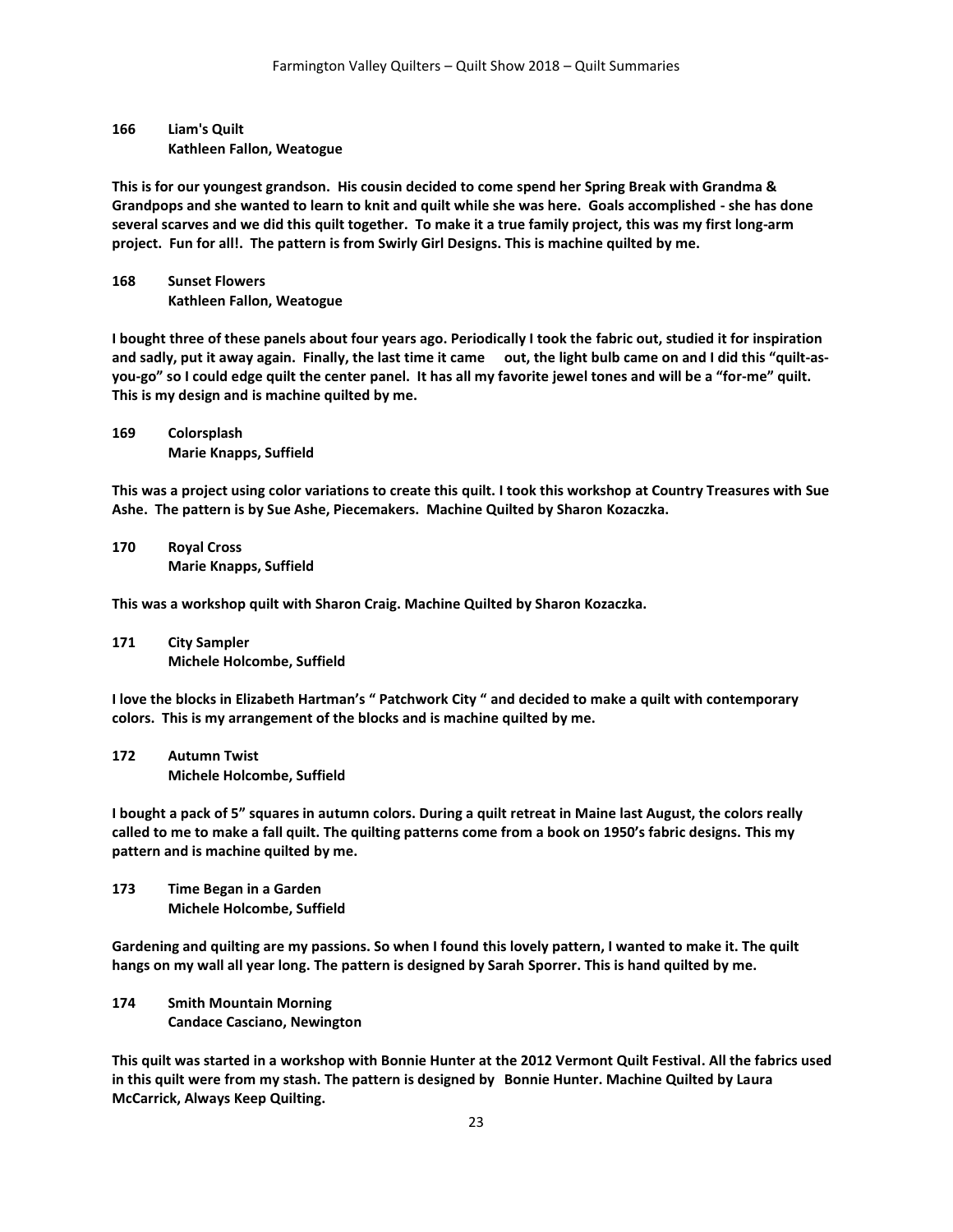**166 Liam's Quilt**
**Kathleen Fallon, Weatogue**

**This is for our youngest grandson. His cousin decided to come spend her Spring Break with Grandma & Grandpops and she wanted to learn to knit and quilt while she was here. Goals accomplished - she has done several scarves and we did this quilt together. To make it a true family project, this was my first long-arm project. Fun for all!. The pattern is from Swirly Girl Designs. This is machine quilted by me.**

**168 Sunset Flowers**
**Kathleen Fallon, Weatogue**

**I bought three of these panels about four years ago. Periodically I took the fabric out, studied it for inspiration and sadly, put it away again. Finally, the last time it came out, the light bulb came on and I did this "quilt-as-you-go" so I could edge quilt the center panel. It has all my favorite jewel tones and will be a "for-me" quilt. This is my design and is machine quilted by me.**

**169 Colorsplash**
**Marie Knapps, Suffield**

**This was a project using color variations to create this quilt. I took this workshop at Country Treasures with Sue Ashe. The pattern is by Sue Ashe, Piecemakers. Machine Quilted by Sharon Kozaczka.**

**170 Royal Cross**
**Marie Knapps, Suffield**

**This was a workshop quilt with Sharon Craig. Machine Quilted by Sharon Kozaczka.**

**171 City Sampler**
**Michele Holcombe, Suffield**

**I love the blocks in Elizabeth Hartman's " Patchwork City " and decided to make a quilt with contemporary colors. This is my arrangement of the blocks and is machine quilted by me.**

**172 Autumn Twist**
**Michele Holcombe, Suffield**

**I bought a pack of 5" squares in autumn colors. During a quilt retreat in Maine last August, the colors really called to me to make a fall quilt. The quilting patterns come from a book on 1950's fabric designs. This my pattern and is machine quilted by me.**

**173 Time Began in a Garden**
**Michele Holcombe, Suffield**

**Gardening and quilting are my passions. So when I found this lovely pattern, I wanted to make it. The quilt hangs on my wall all year long. The pattern is designed by Sarah Sporrer. This is hand quilted by me.**

**174 Smith Mountain Morning**
**Candace Casciano, Newington**

**This quilt was started in a workshop with Bonnie Hunter at the 2012 Vermont Quilt Festival. All the fabrics used in this quilt were from my stash. The pattern is designed by Bonnie Hunter. Machine Quilted by Laura McCarrick, Always Keep Quilting.**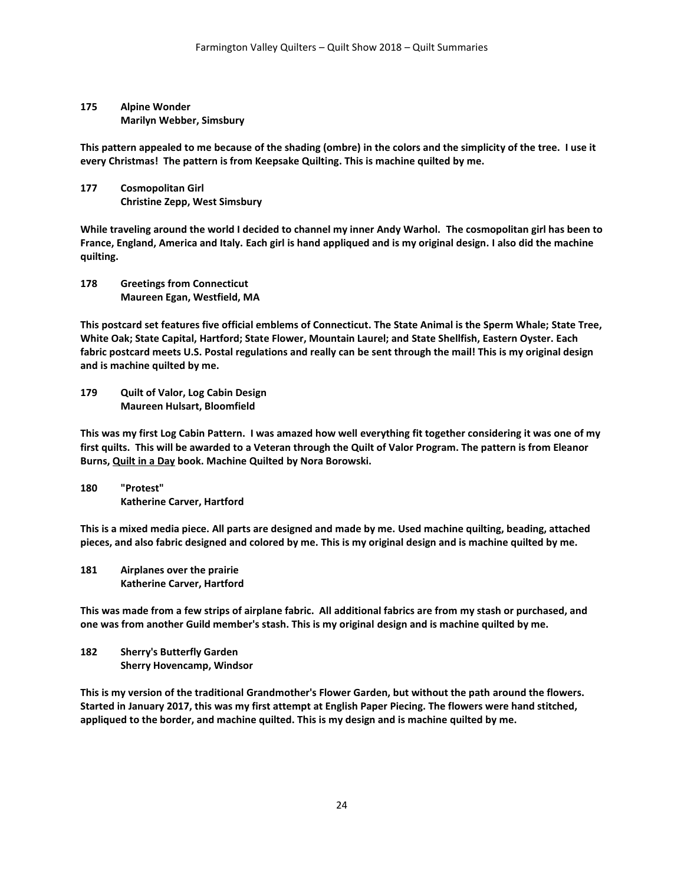**175 Alpine Wonder**
**Marilyn Webber, Simsbury**

**This pattern appealed to me because of the shading (ombre) in the colors and the simplicity of the tree. I use it every Christmas! The pattern is from Keepsake Quilting. This is machine quilted by me.**

**177 Cosmopolitan Girl**
**Christine Zepp, West Simsbury**

**While traveling around the world I decided to channel my inner Andy Warhol. The cosmopolitan girl has been to France, England, America and Italy. Each girl is hand appliqued and is my original design. I also did the machine quilting.**

**178 Greetings from Connecticut**
**Maureen Egan, Westfield, MA**

**This postcard set features five official emblems of Connecticut. The State Animal is the Sperm Whale; State Tree, White Oak; State Capital, Hartford; State Flower, Mountain Laurel; and State Shellfish, Eastern Oyster. Each fabric postcard meets U.S. Postal regulations and really can be sent through the mail! This is my original design and is machine quilted by me.**

**179 Quilt of Valor, Log Cabin Design**
**Maureen Hulsart, Bloomfield**

**This was my first Log Cabin Pattern. I was amazed how well everything fit together considering it was one of my first quilts. This will be awarded to a Veteran through the Quilt of Valor Program. The pattern is from Eleanor Burns, <u>Quilt in a Day</u> book. Machine Quilted by Nora Borowski.**

**180 "Protest"**
**Katherine Carver, Hartford**

**This is a mixed media piece. All parts are designed and made by me. Used machine quilting, beading, attached pieces, and also fabric designed and colored by me. This is my original design and is machine quilted by me.**

**181 Airplanes over the prairie**
**Katherine Carver, Hartford**

**This was made from a few strips of airplane fabric. All additional fabrics are from my stash or purchased, and one was from another Guild member's stash. This is my original design and is machine quilted by me.**

**182 Sherry's Butterfly Garden**
**Sherry Hovencamp, Windsor**

**This is my version of the traditional Grandmother's Flower Garden, but without the path around the flowers. Started in January 2017, this was my first attempt at English Paper Piecing. The flowers were hand stitched, appliqued to the border, and machine quilted. This is my design and is machine quilted by me.**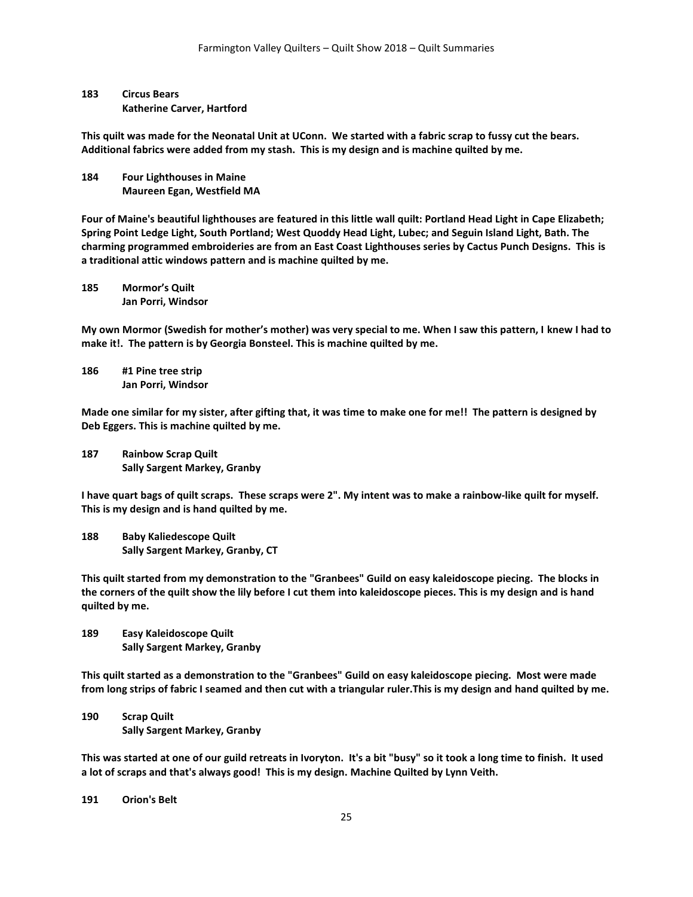**183 Circus Bears**
**Katherine Carver, Hartford**

**This quilt was made for the Neonatal Unit at UConn. We started with a fabric scrap to fussy cut the bears. Additional fabrics were added from my stash. This is my design and is machine quilted by me.**

**184 Four Lighthouses in Maine**
**Maureen Egan, Westfield MA**

**Four of Maine's beautiful lighthouses are featured in this little wall quilt: Portland Head Light in Cape Elizabeth; Spring Point Ledge Light, South Portland; West Quoddy Head Light, Lubec; and Seguin Island Light, Bath. The charming programmed embroideries are from an East Coast Lighthouses series by Cactus Punch Designs. This is a traditional attic windows pattern and is machine quilted by me.**

**185 Mormor's Quilt**
**Jan Porri, Windsor**

**My own Mormor (Swedish for mother's mother) was very special to me. When I saw this pattern, I knew I had to make it!. The pattern is by Georgia Bonsteel. This is machine quilted by me.**

**186 #1 Pine tree strip**
**Jan Porri, Windsor**

**Made one similar for my sister, after gifting that, it was time to make one for me!! The pattern is designed by Deb Eggers. This is machine quilted by me.**

**187 Rainbow Scrap Quilt**
**Sally Sargent Markey, Granby**

**I have quart bags of quilt scraps. These scraps were 2". My intent was to make a rainbow-like quilt for myself. This is my design and is hand quilted by me.**

**188 Baby Kaliedescope Quilt**
**Sally Sargent Markey, Granby, CT**

**This quilt started from my demonstration to the "Granbees" Guild on easy kaleidoscope piecing. The blocks in the corners of the quilt show the lily before I cut them into kaleidoscope pieces. This is my design and is hand quilted by me.**

**189 Easy Kaleidoscope Quilt**
**Sally Sargent Markey, Granby**

**This quilt started as a demonstration to the "Granbees" Guild on easy kaleidoscope piecing. Most were made from long strips of fabric I seamed and then cut with a triangular ruler.This is my design and hand quilted by me.**

**190 Scrap Quilt**
**Sally Sargent Markey, Granby**

**This was started at one of our guild retreats in Ivoryton. It's a bit "busy" so it took a long time to finish. It used a lot of scraps and that's always good! This is my design. Machine Quilted by Lynn Veith.**

**191 Orion's Belt**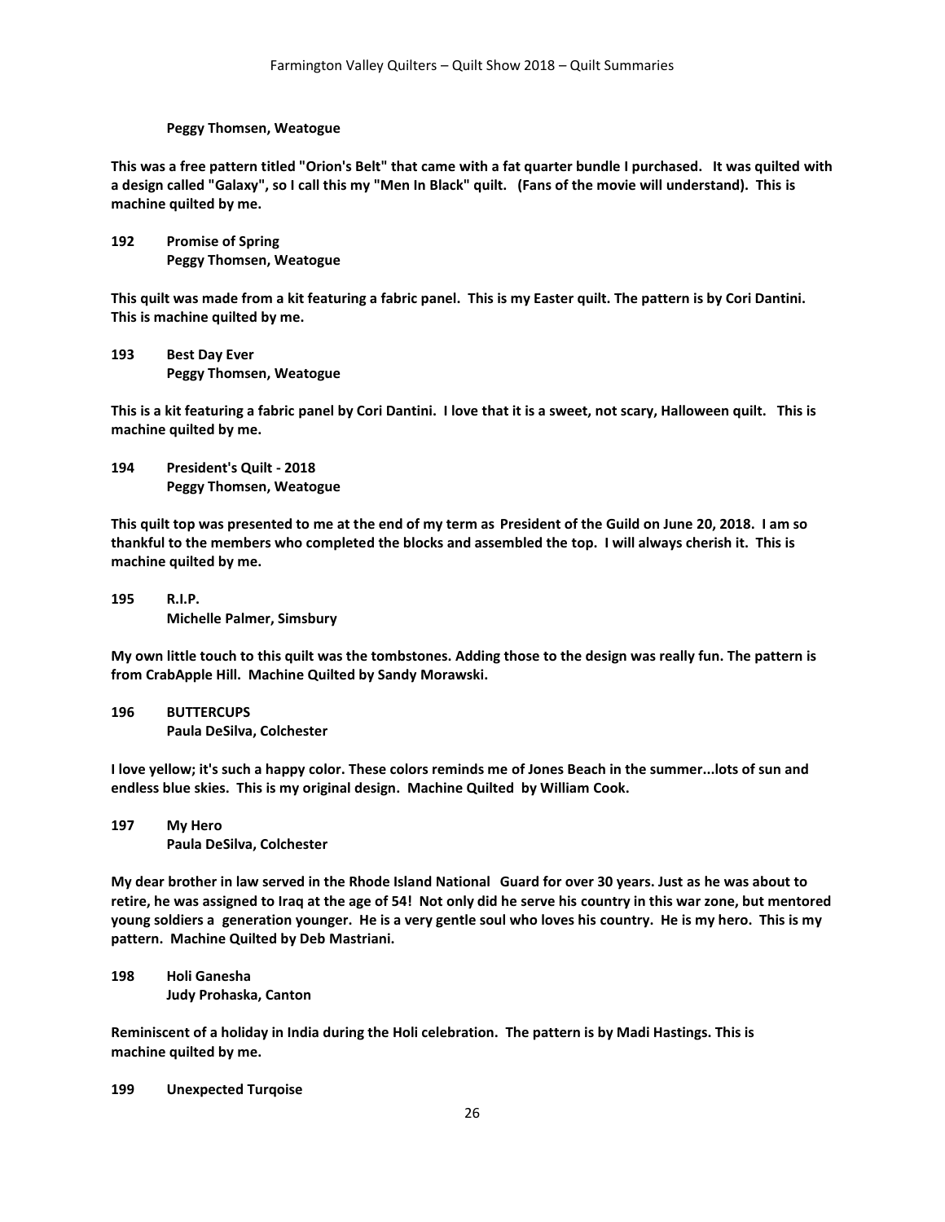**Peggy Thomsen, Weatogue**

**This was a free pattern titled "Orion's Belt" that came with a fat quarter bundle I purchased. It was quilted with a design called "Galaxy", so I call this my "Men In Black" quilt. (Fans of the movie will understand). This is machine quilted by me.**

**192 Promise of Spring**
**Peggy Thomsen, Weatogue**

**This quilt was made from a kit featuring a fabric panel. This is my Easter quilt. The pattern is by Cori Dantini. This is machine quilted by me.**

**193 Best Day Ever**
**Peggy Thomsen, Weatogue**

**This is a kit featuring a fabric panel by Cori Dantini. I love that it is a sweet, not scary, Halloween quilt. This is machine quilted by me.**

**194 President's Quilt - 2018**
**Peggy Thomsen, Weatogue**

**This quilt top was presented to me at the end of my term as President of the Guild on June 20, 2018. I am so thankful to the members who completed the blocks and assembled the top. I will always cherish it. This is machine quilted by me.**

**195 R.I.P.**
**Michelle Palmer, Simsbury**

**My own little touch to this quilt was the tombstones. Adding those to the design was really fun. The pattern is from CrabApple Hill. Machine Quilted by Sandy Morawski.**

**196 BUTTERCUPS**
**Paula DeSilva, Colchester**

**I love yellow; it's such a happy color. These colors reminds me of Jones Beach in the summer...lots of sun and endless blue skies. This is my original design. Machine Quilted by William Cook.**

**197 My Hero**
**Paula DeSilva, Colchester**

**My dear brother in law served in the Rhode Island National Guard for over 30 years. Just as he was about to retire, he was assigned to Iraq at the age of 54! Not only did he serve his country in this war zone, but mentored young soldiers a generation younger. He is a very gentle soul who loves his country. He is my hero. This is my pattern. Machine Quilted by Deb Mastriani.**

**198 Holi Ganesha**
**Judy Prohaska, Canton**

**Reminiscent of a holiday in India during the Holi celebration. The pattern is by Madi Hastings. This is machine quilted by me.**

**199 Unexpected Turqoise**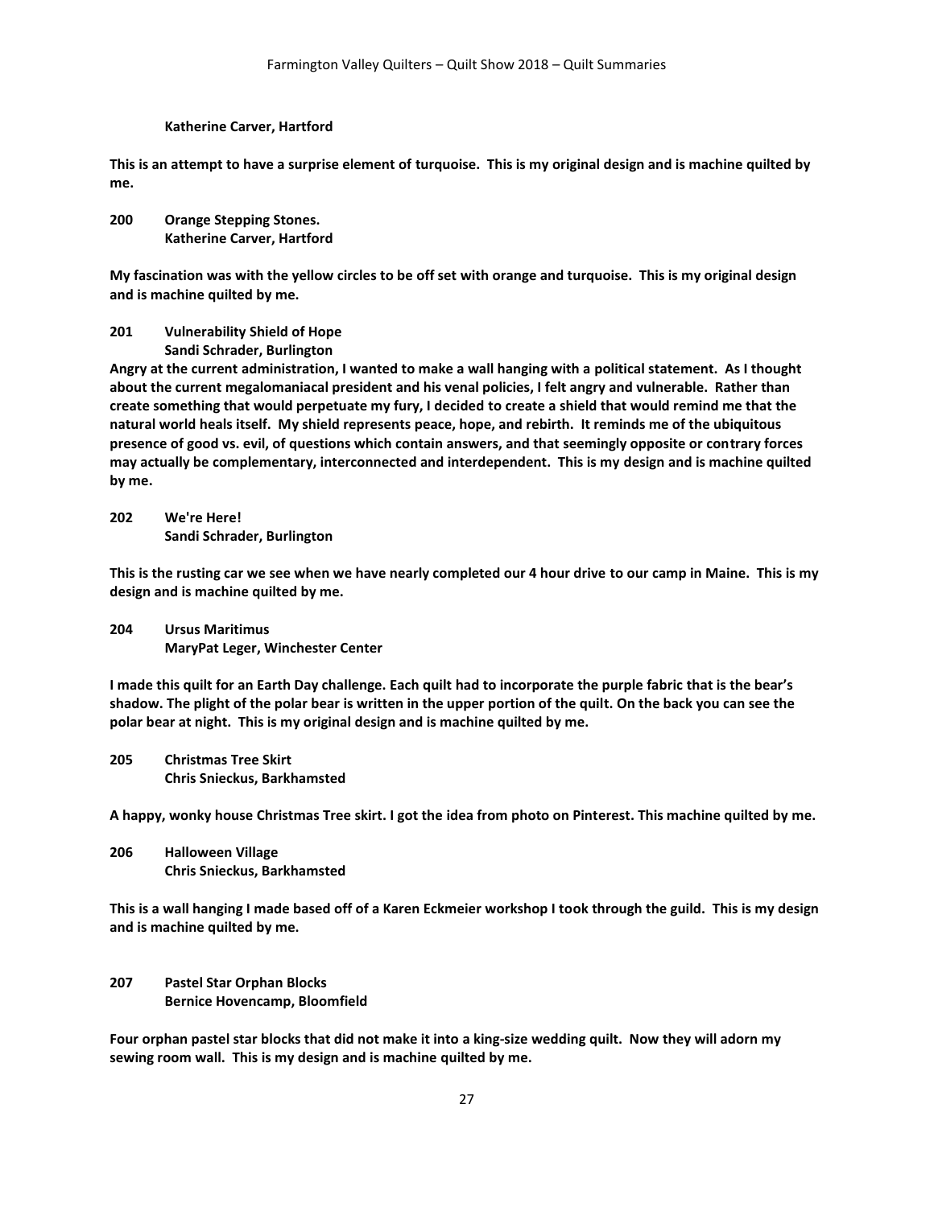**Katherine Carver, Hartford**

**This is an attempt to have a surprise element of turquoise. This is my original design and is machine quilted by me.**

**200 Orange Stepping Stones.**
**Katherine Carver, Hartford**

**My fascination was with the yellow circles to be off set with orange and turquoise. This is my original design and is machine quilted by me.**

**201 Vulnerability Shield of Hope**
**Sandi Schrader, Burlington**
**Angry at the current administration, I wanted to make a wall hanging with a political statement. As I thought about the current megalomaniacal president and his venal policies, I felt angry and vulnerable. Rather than create something that would perpetuate my fury, I decided to create a shield that would remind me that the natural world heals itself. My shield represents peace, hope, and rebirth. It reminds me of the ubiquitous presence of good vs. evil, of questions which contain answers, and that seemingly opposite or contrary forces may actually be complementary, interconnected and interdependent. This is my design and is machine quilted by me.**

**202 We're Here!**
**Sandi Schrader, Burlington**

**This is the rusting car we see when we have nearly completed our 4 hour drive to our camp in Maine. This is my design and is machine quilted by me.**

**204 Ursus Maritimus**
**MaryPat Leger, Winchester Center**

**I made this quilt for an Earth Day challenge. Each quilt had to incorporate the purple fabric that is the bear's shadow. The plight of the polar bear is written in the upper portion of the quilt. On the back you can see the polar bear at night. This is my original design and is machine quilted by me.**

**205 Christmas Tree Skirt**
**Chris Snieckus, Barkhamsted**

**A happy, wonky house Christmas Tree skirt. I got the idea from photo on Pinterest. This machine quilted by me.**

**206 Halloween Village**
**Chris Snieckus, Barkhamsted**

**This is a wall hanging I made based off of a Karen Eckmeier workshop I took through the guild. This is my design and is machine quilted by me.**

**207 Pastel Star Orphan Blocks**
**Bernice Hovencamp, Bloomfield**

**Four orphan pastel star blocks that did not make it into a king-size wedding quilt. Now they will adorn my sewing room wall. This is my design and is machine quilted by me.**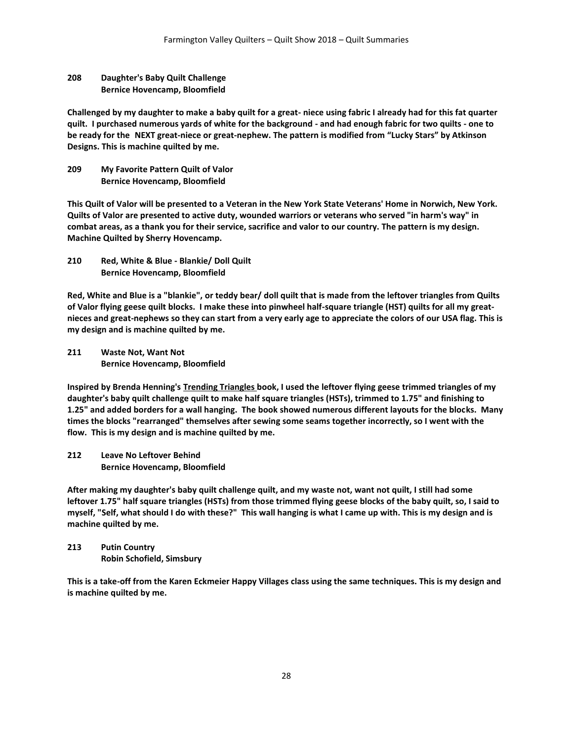**208 Daughter's Baby Quilt Challenge**
**Bernice Hovencamp, Bloomfield**

**Challenged by my daughter to make a baby quilt for a great- niece using fabric I already had for this fat quarter quilt. I purchased numerous yards of white for the background - and had enough fabric for two quilts - one to be ready for the NEXT great-niece or great-nephew. The pattern is modified from "Lucky Stars" by Atkinson Designs. This is machine quilted by me.**

**209 My Favorite Pattern Quilt of Valor**
**Bernice Hovencamp, Bloomfield**

**This Quilt of Valor will be presented to a Veteran in the New York State Veterans' Home in Norwich, New York. Quilts of Valor are presented to active duty, wounded warriors or veterans who served "in harm's way" in combat areas, as a thank you for their service, sacrifice and valor to our country. The pattern is my design. Machine Quilted by Sherry Hovencamp.**

**210 Red, White & Blue - Blankie/ Doll Quilt**
**Bernice Hovencamp, Bloomfield**

**Red, White and Blue is a "blankie", or teddy bear/ doll quilt that is made from the leftover triangles from Quilts of Valor flying geese quilt blocks. I make these into pinwheel half-square triangle (HST) quilts for all my great-nieces and great-nephews so they can start from a very early age to appreciate the colors of our USA flag. This is my design and is machine quilted by me.**

**211 Waste Not, Want Not**
**Bernice Hovencamp, Bloomfield**

**Inspired by Brenda Henning's <u>Trending Triangles</u> book, I used the leftover flying geese trimmed triangles of my daughter's baby quilt challenge quilt to make half square triangles (HSTs), trimmed to 1.75" and finishing to 1.25" and added borders for a wall hanging. The book showed numerous different layouts for the blocks. Many times the blocks "rearranged" themselves after sewing some seams together incorrectly, so I went with the flow. This is my design and is machine quilted by me.**

**212 Leave No Leftover Behind**
**Bernice Hovencamp, Bloomfield**

**After making my daughter's baby quilt challenge quilt, and my waste not, want not quilt, I still had some leftover 1.75" half square triangles (HSTs) from those trimmed flying geese blocks of the baby quilt, so, I said to myself, "Self, what should I do with these?" This wall hanging is what I came up with. This is my design and is machine quilted by me.**

**213 Putin Country**
**Robin Schofield, Simsbury**

**This is a take-off from the Karen Eckmeier Happy Villages class using the same techniques. This is my design and is machine quilted by me.**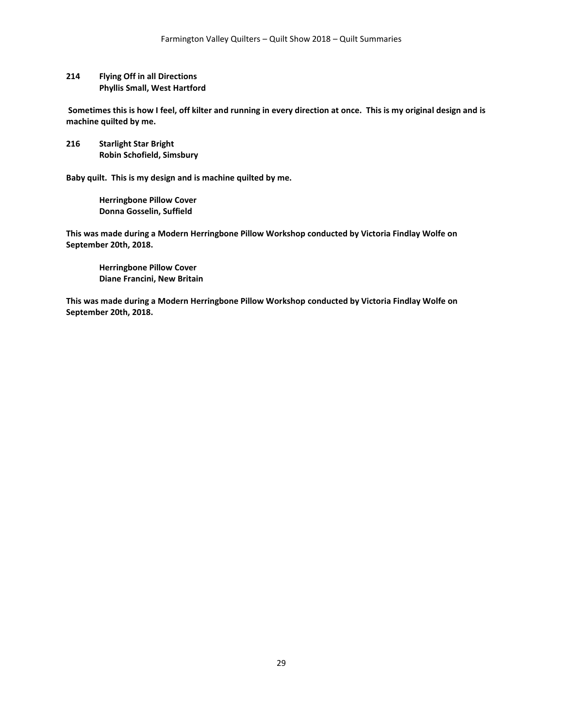**214 Flying Off in all Directions**
**Phyllis Small, West Hartford**

**Sometimes this is how I feel, off kilter and running in every direction at once. This is my original design and is machine quilted by me.**

**216 Starlight Star Bright**
**Robin Schofield, Simsbury**

**Baby quilt. This is my design and is machine quilted by me.**

**Herringbone Pillow Cover**
**Donna Gosselin, Suffield**

**This was made during a Modern Herringbone Pillow Workshop conducted by Victoria Findlay Wolfe on September 20th, 2018.**

**Herringbone Pillow Cover**
**Diane Francini, New Britain**

**This was made during a Modern Herringbone Pillow Workshop conducted by Victoria Findlay Wolfe on September 20th, 2018.**